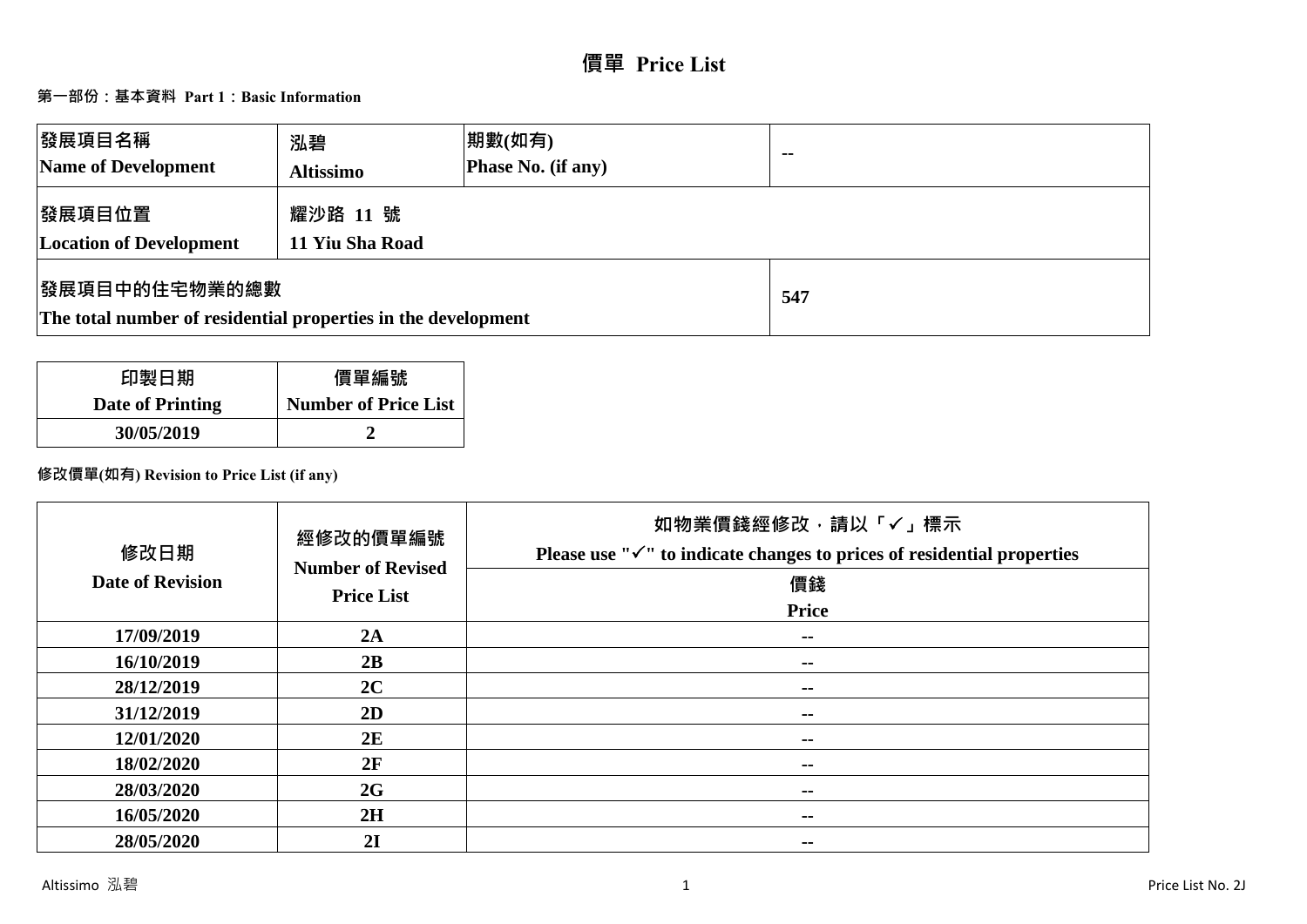# 價單 Price List

**第一部份：基本資料 Part 1：Basic Information**

| 發展項目名稱<br>Name of Development | 泓碧<br>Altissimo | 期數(如有)<br>Phase No. (if any) | -- |
|---|---|---|---|
| 發展項目位置<br>Location of Development | 耀沙路 11 號<br>11 Yiu Sha Road | | |
| 發展項目中的住宅物業的總數<br>The total number of residential properties in the development | | | 547 |

| 印製日期<br>Date of Printing | 價單編號<br>Number of Price List |
|---|---|
| 30/05/2019 | 2 |

**修改價單(如有) Revision to Price List (if any)**

| 修改日期<br>Date of Revision | 經修改的價單編號<br>Number of Revised Price List | 如物業價錢經修改，請以「✓」標示<br>Please use "✓" to indicate changes to prices of residential properties<br>價錢<br>Price |
|---|---|---|
| 17/09/2019 | 2A | -- |
| 16/10/2019 | 2B | -- |
| 28/12/2019 | 2C | -- |
| 31/12/2019 | 2D | -- |
| 12/01/2020 | 2E | -- |
| 18/02/2020 | 2F | -- |
| 28/03/2020 | 2G | -- |
| 16/05/2020 | 2H | -- |
| 28/05/2020 | 2I | -- |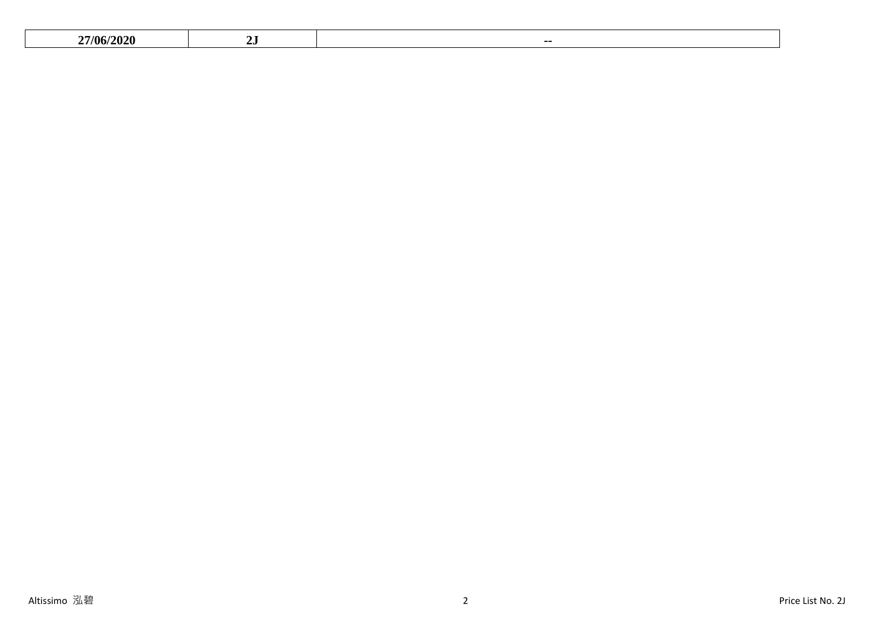| 27/06/2020 | 2J | -- |
|---|---|---|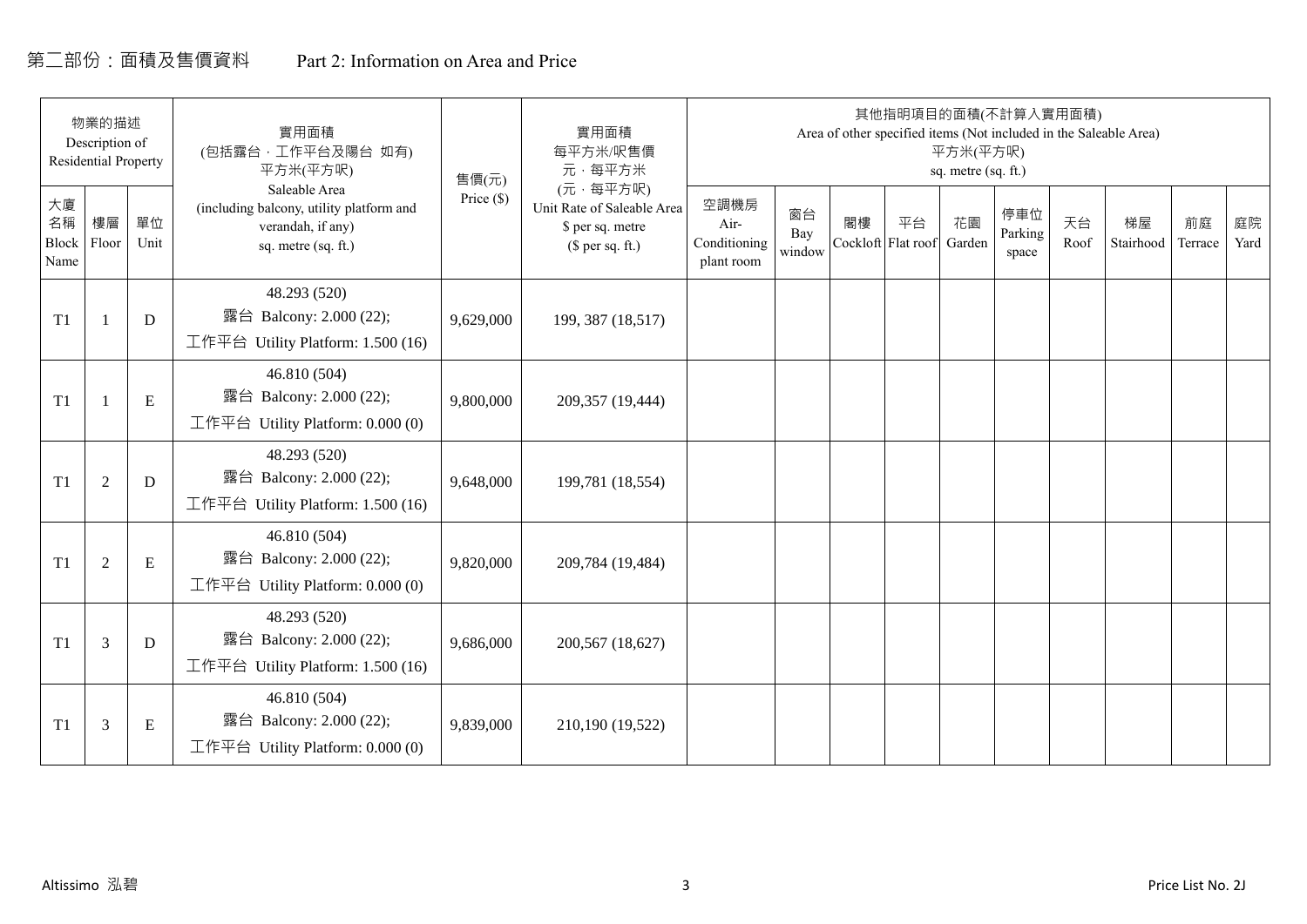# 第二部份：面積及售價資料　　Part 2: Information on Area and Price

| 物業的描述 Description of Residential Property | | | 實用面積 (包括露台，工作平台及陽台 如有) 平方米(平方呎) Saleable Area (including balcony, utility platform and verandah, if any) sq. metre (sq. ft.) | 售價(元) Price ($) | 實用面積 每平方米/呎售價 元，每平方米 (元，每平方呎) Unit Rate of Saleable Area $ per sq. metre ($ per sq. ft.) | 其他指明項目的面積(不計算入實用面積) Area of other specified items (Not included in the Saleable Area) 平方米(平方呎) sq. metre (sq. ft.) | | | | | | | | | |
|---|---|---|---|---|---|---|---|---|---|---|---|---|---|---|---|
| 大廈名稱 Block Name | 樓層 Floor | 單位 Unit | | | | 空調機房 Air-Conditioning plant room | 窗台 Bay window | 閣樓 Cockloft | 平台 Flat roof | 花園 Garden | 停車位 Parking space | 天台 Roof | 梯屋 Stairhood | 前庭 Terrace | 庭院 Yard |
| T1 | 1 | D | 48.293 (520) 露台 Balcony: 2.000 (22); 工作平台 Utility Platform: 1.500 (16) | 9,629,000 | 199, 387 (18,517) | | | | | | | | | | |
| T1 | 1 | E | 46.810 (504) 露台 Balcony: 2.000 (22); 工作平台 Utility Platform: 0.000 (0) | 9,800,000 | 209,357 (19,444) | | | | | | | | | | |
| T1 | 2 | D | 48.293 (520) 露台 Balcony: 2.000 (22); 工作平台 Utility Platform: 1.500 (16) | 9,648,000 | 199,781 (18,554) | | | | | | | | | | |
| T1 | 2 | E | 46.810 (504) 露台 Balcony: 2.000 (22); 工作平台 Utility Platform: 0.000 (0) | 9,820,000 | 209,784 (19,484) | | | | | | | | | | |
| T1 | 3 | D | 48.293 (520) 露台 Balcony: 2.000 (22); 工作平台 Utility Platform: 1.500 (16) | 9,686,000 | 200,567 (18,627) | | | | | | | | | | |
| T1 | 3 | E | 46.810 (504) 露台 Balcony: 2.000 (22); 工作平台 Utility Platform: 0.000 (0) | 9,839,000 | 210,190 (19,522) | | | | | | | | | | |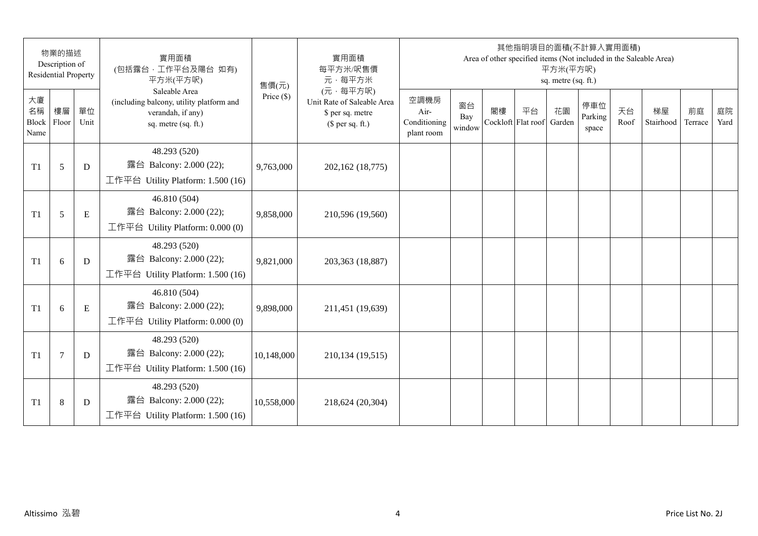| 物業的描述 Description of Residential Property | | | 實用面積 (包括露台，工作平台及陽台 如有) 平方米(平方呎) Saleable Area (including balcony, utility platform and verandah, if any) sq. metre (sq. ft.) | 售價(元) Price ($) | 實用面積 每平方米/呎售價 元，每平方米 (元，每平方呎) Unit Rate of Saleable Area $ per sq. metre ($ per sq. ft.) | 其他指明項目的面積(不計算入實用面積) Area of other specified items (Not included in the Saleable Area) 平方米(平方呎) sq. metre (sq. ft.) | | | | | | | | | |
|---|---|---|---|---|---|---|---|---|---|---|---|---|---|---|---|
| 大廈名稱 Block Name | 樓層 Floor | 單位 Unit | | | | 空調機房 Air-Conditioning plant room | 窗台 Bay window | 閣樓 Cockloft | 平台 Flat roof | 花園 Garden | 停車位 Parking space | 天台 Roof | 梯屋 Stairhood | 前庭 Terrace | 庭院 Yard |
| T1 | 5 | D | 48.293 (520) 露台 Balcony: 2.000 (22); 工作平台 Utility Platform: 1.500 (16) | 9,763,000 | 202,162 (18,775) | | | | | | | | | | |
| T1 | 5 | E | 46.810 (504) 露台 Balcony: 2.000 (22); 工作平台 Utility Platform: 0.000 (0) | 9,858,000 | 210,596 (19,560) | | | | | | | | | | |
| T1 | 6 | D | 48.293 (520) 露台 Balcony: 2.000 (22); 工作平台 Utility Platform: 1.500 (16) | 9,821,000 | 203,363 (18,887) | | | | | | | | | | |
| T1 | 6 | E | 46.810 (504) 露台 Balcony: 2.000 (22); 工作平台 Utility Platform: 0.000 (0) | 9,898,000 | 211,451 (19,639) | | | | | | | | | | |
| T1 | 7 | D | 48.293 (520) 露台 Balcony: 2.000 (22); 工作平台 Utility Platform: 1.500 (16) | 10,148,000 | 210,134 (19,515) | | | | | | | | | | |
| T1 | 8 | D | 48.293 (520) 露台 Balcony: 2.000 (22); 工作平台 Utility Platform: 1.500 (16) | 10,558,000 | 218,624 (20,304) | | | | | | | | | | |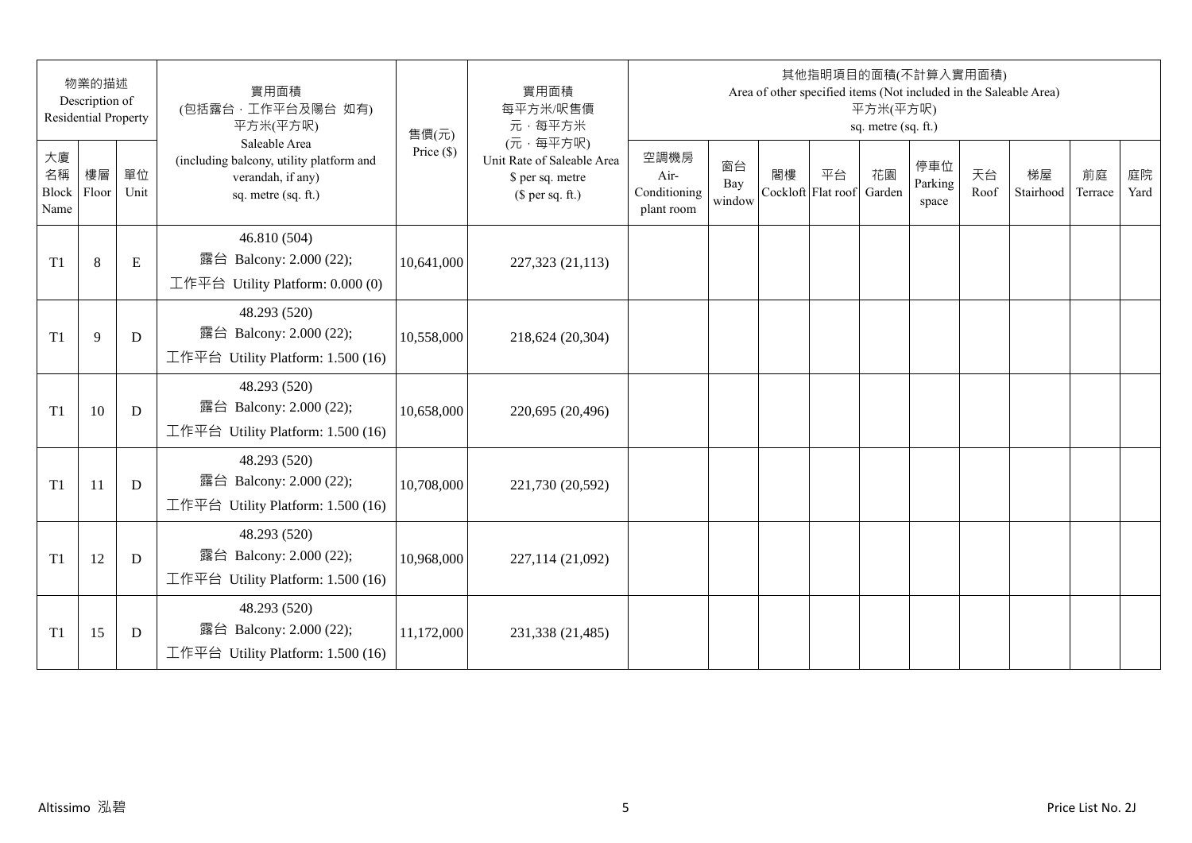| 物業的描述 Description of Residential Property | | | 實用面積 (包括露台．工作平台及陽台 如有) 平方米(平方呎) Saleable Area (including balcony, utility platform and verandah, if any) sq. metre (sq. ft.) | 售價(元) Price ($) | 實用面積 每平方米/呎售價 元．每平方米 (元．每平方呎) Unit Rate of Saleable Area $ per sq. metre ($ per sq. ft.) | 其他指明項目的面積(不計算入實用面積) Area of other specified items (Not included in the Saleable Area) 平方米(平方呎) sq. metre (sq. ft.) | | | | | | | | | |
|---|---|---|---|---|---|---|---|---|---|---|---|---|---|---|---|
| 大廈名稱 Block Name | 樓層 Floor | 單位 Unit | | | | 空調機房 Air-Conditioning plant room | 窗台 Bay window | 閣樓 Cockloft | 平台 Flat roof | 花園 Garden | 停車位 Parking space | 天台 Roof | 梯屋 Stairhood | 前庭 Terrace | 庭院 Yard |
| T1 | 8 | E | 46.810 (504) 露台 Balcony: 2.000 (22); 工作平台 Utility Platform: 0.000 (0) | 10,641,000 | 227,323 (21,113) | | | | | | | | | | |
| T1 | 9 | D | 48.293 (520) 露台 Balcony: 2.000 (22); 工作平台 Utility Platform: 1.500 (16) | 10,558,000 | 218,624 (20,304) | | | | | | | | | | |
| T1 | 10 | D | 48.293 (520) 露台 Balcony: 2.000 (22); 工作平台 Utility Platform: 1.500 (16) | 10,658,000 | 220,695 (20,496) | | | | | | | | | | |
| T1 | 11 | D | 48.293 (520) 露台 Balcony: 2.000 (22); 工作平台 Utility Platform: 1.500 (16) | 10,708,000 | 221,730 (20,592) | | | | | | | | | | |
| T1 | 12 | D | 48.293 (520) 露台 Balcony: 2.000 (22); 工作平台 Utility Platform: 1.500 (16) | 10,968,000 | 227,114 (21,092) | | | | | | | | | | |
| T1 | 15 | D | 48.293 (520) 露台 Balcony: 2.000 (22); 工作平台 Utility Platform: 1.500 (16) | 11,172,000 | 231,338 (21,485) | | | | | | | | | | |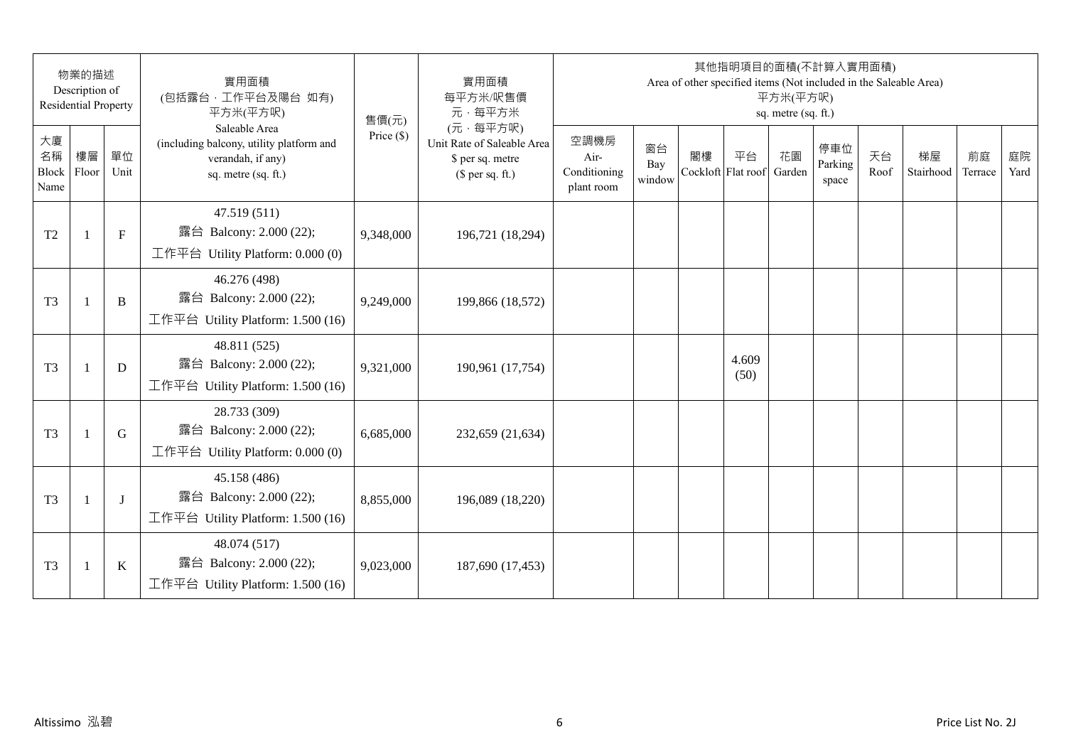| 物業的描述 Description of Residential Property | | | 實用面積 (包括露台．工作平台及陽台 如有) 平方米(平方呎) Saleable Area (including balcony, utility platform and verandah, if any) sq. metre (sq. ft.) | 售價(元) Price ($) | 實用面積 每平方米/呎售價 元．每平方米 (元．每平方呎) Unit Rate of Saleable Area $ per sq. metre ($ per sq. ft.) | 其他指明項目的面積(不計算入實用面積) Area of other specified items (Not included in the Saleable Area) 平方米(平方呎) sq. metre (sq. ft.) | | | | | | | | | |
|---|---|---|---|---|---|---|---|---|---|---|---|---|---|---|---|
| 大廈名稱 Block Name | 樓層 Floor | 單位 Unit | | | | 空調機房 Air-Conditioning plant room | 窗台 Bay window | 閣樓 Cockloft | 平台 Flat roof | 花園 Garden | 停車位 Parking space | 天台 Roof | 梯屋 Stairhood | 前庭 Terrace | 庭院 Yard |
| T2 | 1 | F | 47.519 (511) 露台 Balcony: 2.000 (22); 工作平台 Utility Platform: 0.000 (0) | 9,348,000 | 196,721 (18,294) | | | | | | | | | | |
| T3 | 1 | B | 46.276 (498) 露台 Balcony: 2.000 (22); 工作平台 Utility Platform: 1.500 (16) | 9,249,000 | 199,866 (18,572) | | | | | | | | | | |
| T3 | 1 | D | 48.811 (525) 露台 Balcony: 2.000 (22); 工作平台 Utility Platform: 1.500 (16) | 9,321,000 | 190,961 (17,754) | | | | 4.609 (50) | | | | | | |
| T3 | 1 | G | 28.733 (309) 露台 Balcony: 2.000 (22); 工作平台 Utility Platform: 0.000 (0) | 6,685,000 | 232,659 (21,634) | | | | | | | | | | |
| T3 | 1 | J | 45.158 (486) 露台 Balcony: 2.000 (22); 工作平台 Utility Platform: 1.500 (16) | 8,855,000 | 196,089 (18,220) | | | | | | | | | | |
| T3 | 1 | K | 48.074 (517) 露台 Balcony: 2.000 (22); 工作平台 Utility Platform: 1.500 (16) | 9,023,000 | 187,690 (17,453) | | | | | | | | | | |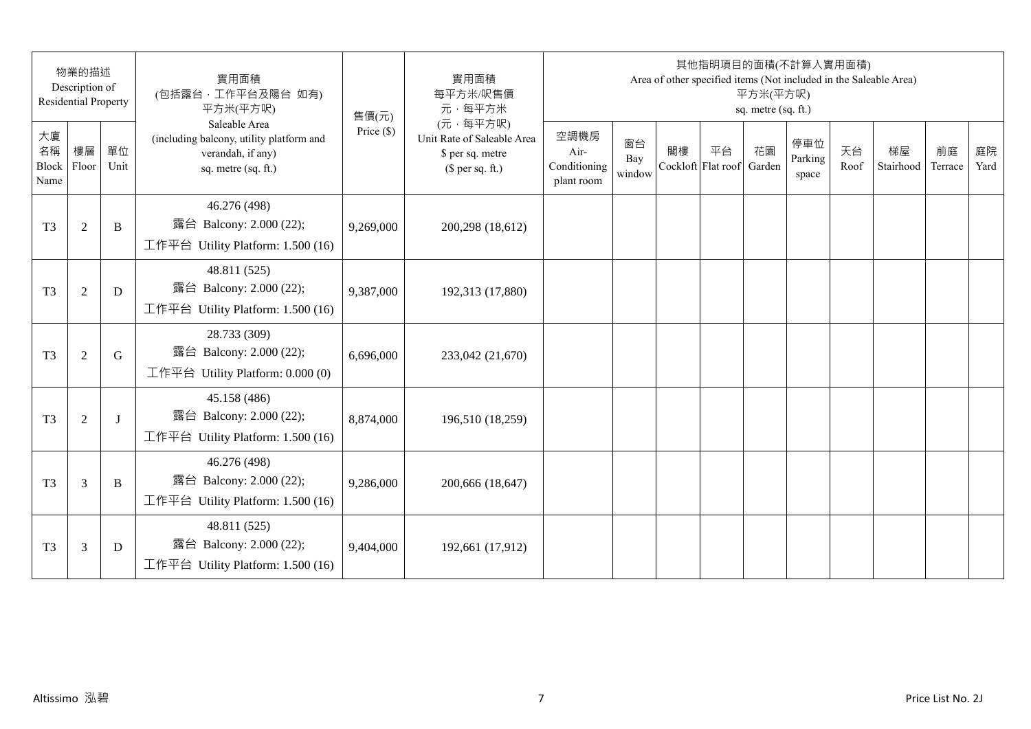| 物業的描述 Description of Residential Property | | | 實用面積 (包括露台，工作平台及陽台 如有) 平方米(平方呎) Saleable Area (including balcony, utility platform and verandah, if any) sq. metre (sq. ft.) | 售價(元) Price ($) | 實用面積 每平方米/呎售價 元，每平方米 (元，每平方呎) Unit Rate of Saleable Area $ per sq. metre ($ per sq. ft.) | 其他指明項目的面積(不計算入實用面積) Area of other specified items (Not included in the Saleable Area) 平方米(平方呎) sq. metre (sq. ft.) | | | | | | | | | |
|---|---|---|---|---|---|---|---|---|---|---|---|---|---|---|---|
| 大廈名稱 Block Name | 樓層 Floor | 單位 Unit | | | | 空調機房 Air-Conditioning plant room | 窗台 Bay window | 閣樓 Cockloft | 平台 Flat roof | 花園 Garden | 停車位 Parking space | 天台 Roof | 梯屋 Stairhood | 前庭 Terrace | 庭院 Yard |
| T3 | 2 | B | 46.276 (498) 露台 Balcony: 2.000 (22); 工作平台 Utility Platform: 1.500 (16) | 9,269,000 | 200,298 (18,612) | | | | | | | | | | |
| T3 | 2 | D | 48.811 (525) 露台 Balcony: 2.000 (22); 工作平台 Utility Platform: 1.500 (16) | 9,387,000 | 192,313 (17,880) | | | | | | | | | | |
| T3 | 2 | G | 28.733 (309) 露台 Balcony: 2.000 (22); 工作平台 Utility Platform: 0.000 (0) | 6,696,000 | 233,042 (21,670) | | | | | | | | | | |
| T3 | 2 | J | 45.158 (486) 露台 Balcony: 2.000 (22); 工作平台 Utility Platform: 1.500 (16) | 8,874,000 | 196,510 (18,259) | | | | | | | | | | |
| T3 | 3 | B | 46.276 (498) 露台 Balcony: 2.000 (22); 工作平台 Utility Platform: 1.500 (16) | 9,286,000 | 200,666 (18,647) | | | | | | | | | | |
| T3 | 3 | D | 48.811 (525) 露台 Balcony: 2.000 (22); 工作平台 Utility Platform: 1.500 (16) | 9,404,000 | 192,661 (17,912) | | | | | | | | | | |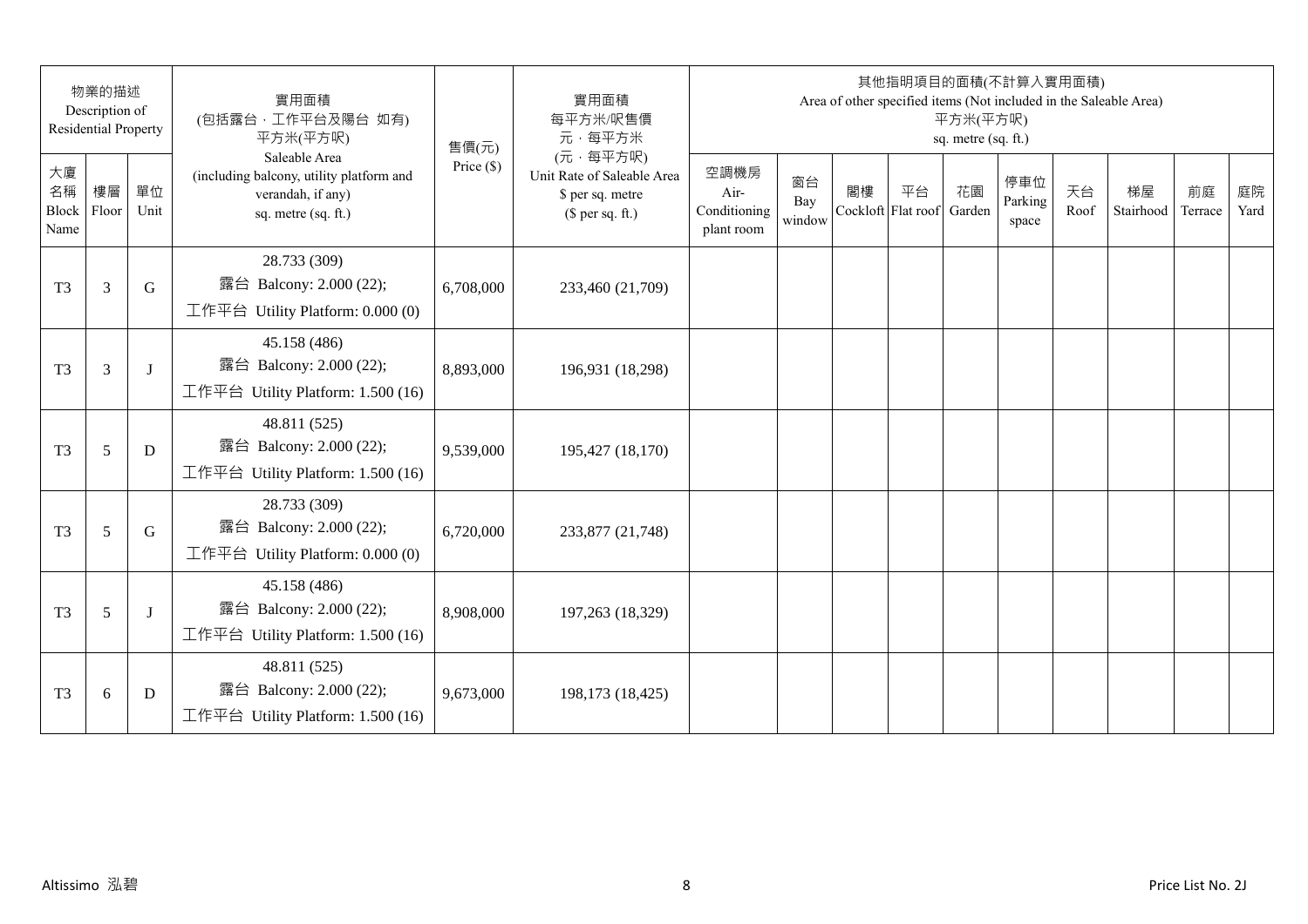| 物業的描述 Description of Residential Property | | | 實用面積 (包括露台．工作平台及陽台 如有) 平方米(平方呎) Saleable Area (including balcony, utility platform and verandah, if any) sq. metre (sq. ft.) | 售價(元) Price ($) | 實用面積 每平方米/呎售價 元．每平方米 (元．每平方呎) Unit Rate of Saleable Area $ per sq. metre ($ per sq. ft.) | 其他指明項目的面積(不計算入實用面積) Area of other specified items (Not included in the Saleable Area) 平方米(平方呎) sq. metre (sq. ft.) | | | | | | | | | |
|---|---|---|---|---|---|---|---|---|---|---|---|---|---|---|---|
| 大廈名稱 Block Name | 樓層 Floor | 單位 Unit | | | | 空調機房 Air-Conditioning plant room | 窗台 Bay window | 閣樓 Cockloft | 平台 Flat roof | 花園 Garden | 停車位 Parking space | 天台 Roof | 梯屋 Stairhood | 前庭 Terrace | 庭院 Yard |
| T3 | 3 | G | 28.733 (309) 露台 Balcony: 2.000 (22); 工作平台 Utility Platform: 0.000 (0) | 6,708,000 | 233,460 (21,709) | | | | | | | | | | |
| T3 | 3 | J | 45.158 (486) 露台 Balcony: 2.000 (22); 工作平台 Utility Platform: 1.500 (16) | 8,893,000 | 196,931 (18,298) | | | | | | | | | | |
| T3 | 5 | D | 48.811 (525) 露台 Balcony: 2.000 (22); 工作平台 Utility Platform: 1.500 (16) | 9,539,000 | 195,427 (18,170) | | | | | | | | | | |
| T3 | 5 | G | 28.733 (309) 露台 Balcony: 2.000 (22); 工作平台 Utility Platform: 0.000 (0) | 6,720,000 | 233,877 (21,748) | | | | | | | | | | |
| T3 | 5 | J | 45.158 (486) 露台 Balcony: 2.000 (22); 工作平台 Utility Platform: 1.500 (16) | 8,908,000 | 197,263 (18,329) | | | | | | | | | | |
| T3 | 6 | D | 48.811 (525) 露台 Balcony: 2.000 (22); 工作平台 Utility Platform: 1.500 (16) | 9,673,000 | 198,173 (18,425) | | | | | | | | | | |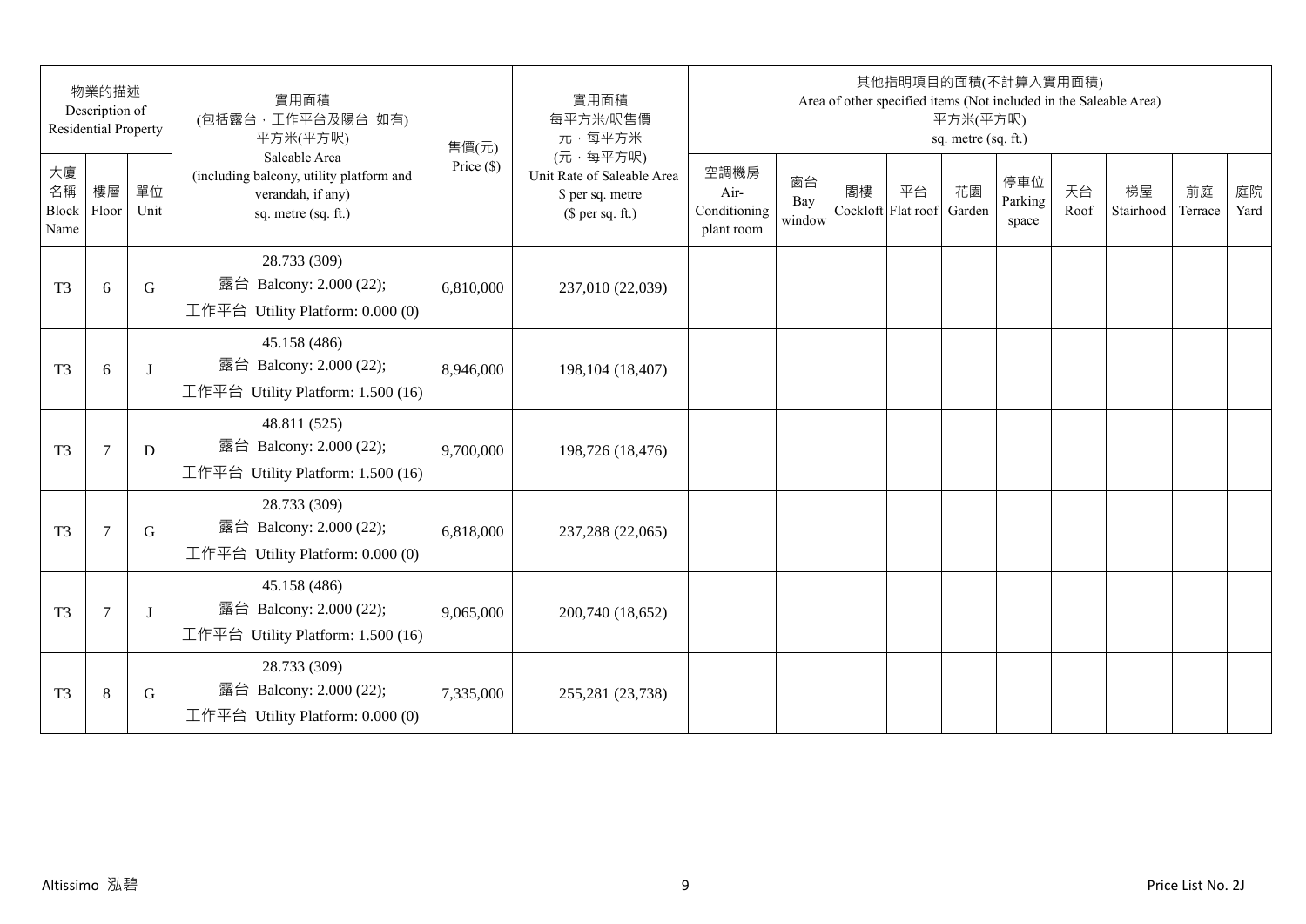| 物業的描述 Description of Residential Property | | | 實用面積 (包括露台，工作平台及陽台 如有) 平方米(平方呎) Saleable Area (including balcony, utility platform and verandah, if any) sq. metre (sq. ft.) | 售價(元) Price ($) | 實用面積 每平方米/呎售價 元，每平方米 (元，每平方呎) Unit Rate of Saleable Area $ per sq. metre ($ per sq. ft.) | 其他指明項目的面積(不計算入實用面積) Area of other specified items (Not included in the Saleable Area) 平方米(平方呎) sq. metre (sq. ft.) | | | | | | | | | |
|---|---|---|---|---|---|---|---|---|---|---|---|---|---|---|---|
| 大廈名稱 Block Name | 樓層 Floor | 單位 Unit | | | | 空調機房 Air-Conditioning plant room | 窗台 Bay window | 閣樓 Cockloft | 平台 Flat roof | 花園 Garden | 停車位 Parking space | 天台 Roof | 梯屋 Stairhood | 前庭 Terrace | 庭院 Yard |
| T3 | 6 | G | 28.733 (309) 露台 Balcony: 2.000 (22); 工作平台 Utility Platform: 0.000 (0) | 6,810,000 | 237,010 (22,039) | | | | | | | | | | |
| T3 | 6 | J | 45.158 (486) 露台 Balcony: 2.000 (22); 工作平台 Utility Platform: 1.500 (16) | 8,946,000 | 198,104 (18,407) | | | | | | | | | | |
| T3 | 7 | D | 48.811 (525) 露台 Balcony: 2.000 (22); 工作平台 Utility Platform: 1.500 (16) | 9,700,000 | 198,726 (18,476) | | | | | | | | | | |
| T3 | 7 | G | 28.733 (309) 露台 Balcony: 2.000 (22); 工作平台 Utility Platform: 0.000 (0) | 6,818,000 | 237,288 (22,065) | | | | | | | | | | |
| T3 | 7 | J | 45.158 (486) 露台 Balcony: 2.000 (22); 工作平台 Utility Platform: 1.500 (16) | 9,065,000 | 200,740 (18,652) | | | | | | | | | | |
| T3 | 8 | G | 28.733 (309) 露台 Balcony: 2.000 (22); 工作平台 Utility Platform: 0.000 (0) | 7,335,000 | 255,281 (23,738) | | | | | | | | | | |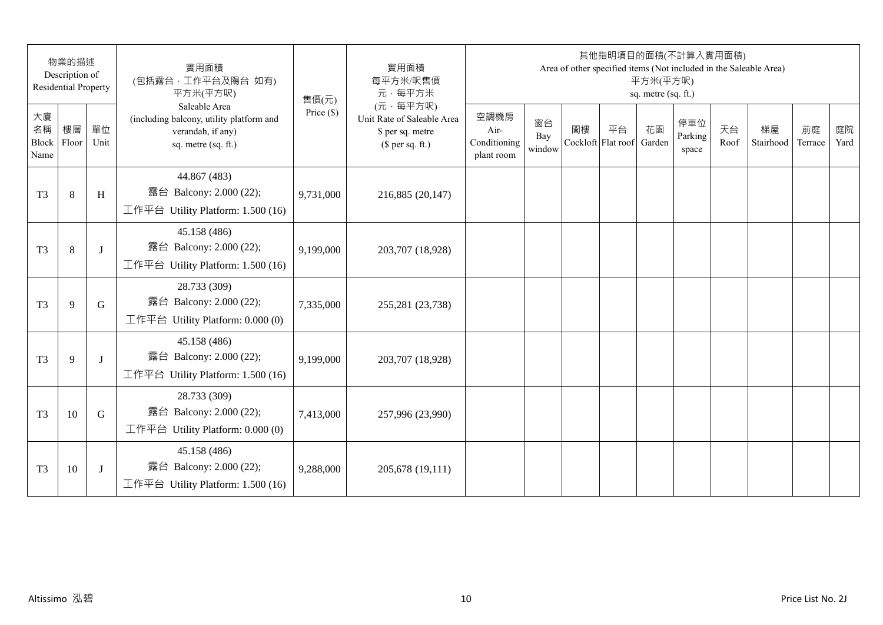| 物業的描述 Description of Residential Property | | | 實用面積 (包括露台，工作平台及陽台 如有) 平方米(平方呎) Saleable Area (including balcony, utility platform and verandah, if any) sq. metre (sq. ft.) | 售價(元) Price ($) | 實用面積 每平方米/呎售價 元，每平方米 (元，每平方呎) Unit Rate of Saleable Area $ per sq. metre ($ per sq. ft.) | 其他指明項目的面積(不計算入實用面積) Area of other specified items (Not included in the Saleable Area) 平方米(平方呎) sq. metre (sq. ft.) | | | | | | | | | |
|---|---|---|---|---|---|---|---|---|---|---|---|---|---|---|---|
| 大廈名稱 Block Name | 樓層 Floor | 單位 Unit | | | | 空調機房 Air-Conditioning plant room | 窗台 Bay window | 閣樓 Cockloft | 平台 Flat roof | 花園 Garden | 停車位 Parking space | 天台 Roof | 梯屋 Stairhood | 前庭 Terrace | 庭院 Yard |
| T3 | 8 | H | 44.867 (483) 露台 Balcony: 2.000 (22); 工作平台 Utility Platform: 1.500 (16) | 9,731,000 | 216,885 (20,147) | | | | | | | | | | |
| T3 | 8 | J | 45.158 (486) 露台 Balcony: 2.000 (22); 工作平台 Utility Platform: 1.500 (16) | 9,199,000 | 203,707 (18,928) | | | | | | | | | | |
| T3 | 9 | G | 28.733 (309) 露台 Balcony: 2.000 (22); 工作平台 Utility Platform: 0.000 (0) | 7,335,000 | 255,281 (23,738) | | | | | | | | | | |
| T3 | 9 | J | 45.158 (486) 露台 Balcony: 2.000 (22); 工作平台 Utility Platform: 1.500 (16) | 9,199,000 | 203,707 (18,928) | | | | | | | | | | |
| T3 | 10 | G | 28.733 (309) 露台 Balcony: 2.000 (22); 工作平台 Utility Platform: 0.000 (0) | 7,413,000 | 257,996 (23,990) | | | | | | | | | | |
| T3 | 10 | J | 45.158 (486) 露台 Balcony: 2.000 (22); 工作平台 Utility Platform: 1.500 (16) | 9,288,000 | 205,678 (19,111) | | | | | | | | | | |

Altissimo 泓碧

Price List No. 2J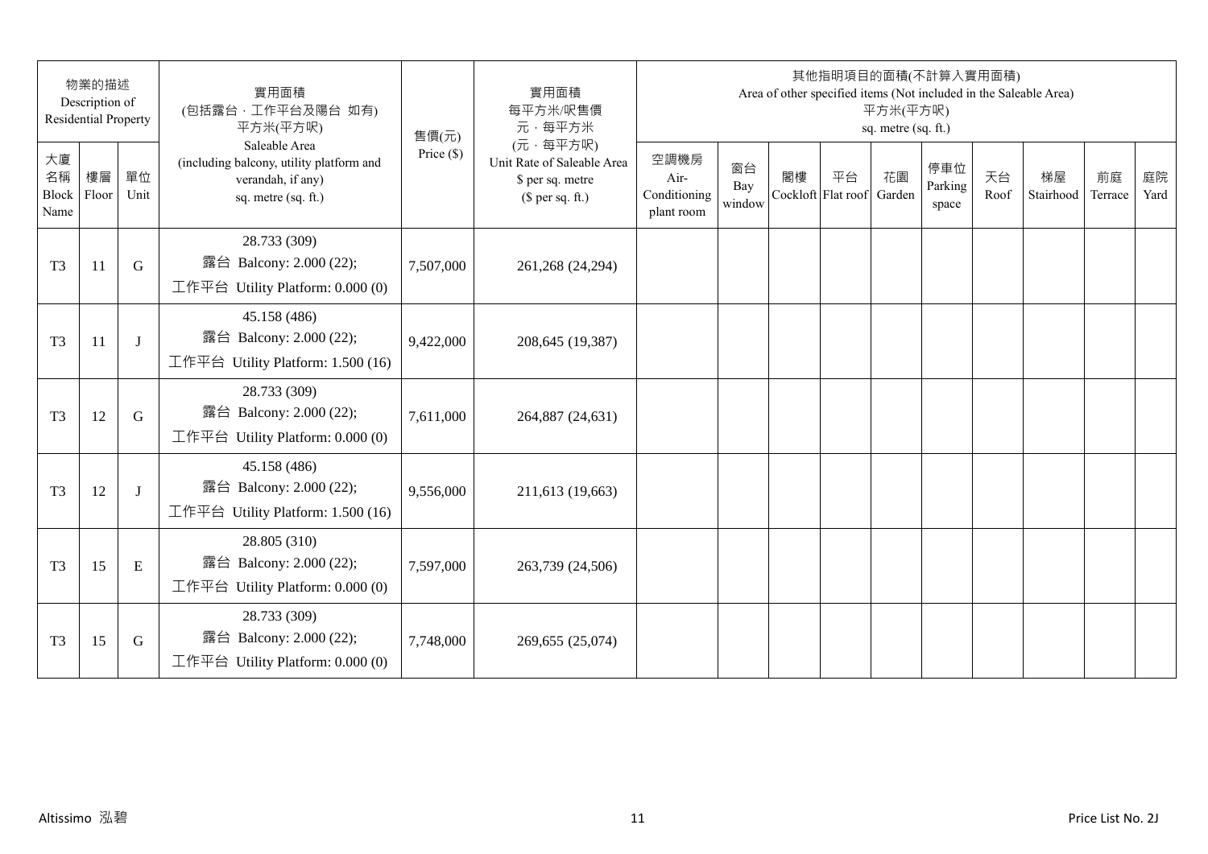| 物業的描述 Description of Residential Property | | | 實用面積 (包括露台．工作平台及陽台 如有) 平方米(平方呎) Saleable Area (including balcony, utility platform and verandah, if any) sq. metre (sq. ft.) | 售價(元) Price ($) | 實用面積 每平方米/呎售價 元．每平方米 (元．每平方呎) Unit Rate of Saleable Area $ per sq. metre ($ per sq. ft.) | 其他指明項目的面積(不計算入實用面積) Area of other specified items (Not included in the Saleable Area) 平方米(平方呎) sq. metre (sq. ft.) | | | | | | | | | |
|---|---|---|---|---|---|---|---|---|---|---|---|---|---|---|---|
| 大廈名稱 Block Name | 樓層 Floor | 單位 Unit | | | | 空調機房 Air-Conditioning plant room | 窗台 Bay window | 閣樓 Cockloft | 平台 Flat roof | 花園 Garden | 停車位 Parking space | 天台 Roof | 梯屋 Stairhood | 前庭 Terrace | 庭院 Yard |
| T3 | 11 | G | 28.733 (309) 露台 Balcony: 2.000 (22); 工作平台 Utility Platform: 0.000 (0) | 7,507,000 | 261,268 (24,294) | | | | | | | | | | |
| T3 | 11 | J | 45.158 (486) 露台 Balcony: 2.000 (22); 工作平台 Utility Platform: 1.500 (16) | 9,422,000 | 208,645 (19,387) | | | | | | | | | | |
| T3 | 12 | G | 28.733 (309) 露台 Balcony: 2.000 (22); 工作平台 Utility Platform: 0.000 (0) | 7,611,000 | 264,887 (24,631) | | | | | | | | | | |
| T3 | 12 | J | 45.158 (486) 露台 Balcony: 2.000 (22); 工作平台 Utility Platform: 1.500 (16) | 9,556,000 | 211,613 (19,663) | | | | | | | | | | |
| T3 | 15 | E | 28.805 (310) 露台 Balcony: 2.000 (22); 工作平台 Utility Platform: 0.000 (0) | 7,597,000 | 263,739 (24,506) | | | | | | | | | | |
| T3 | 15 | G | 28.733 (309) 露台 Balcony: 2.000 (22); 工作平台 Utility Platform: 0.000 (0) | 7,748,000 | 269,655 (25,074) | | | | | | | | | | |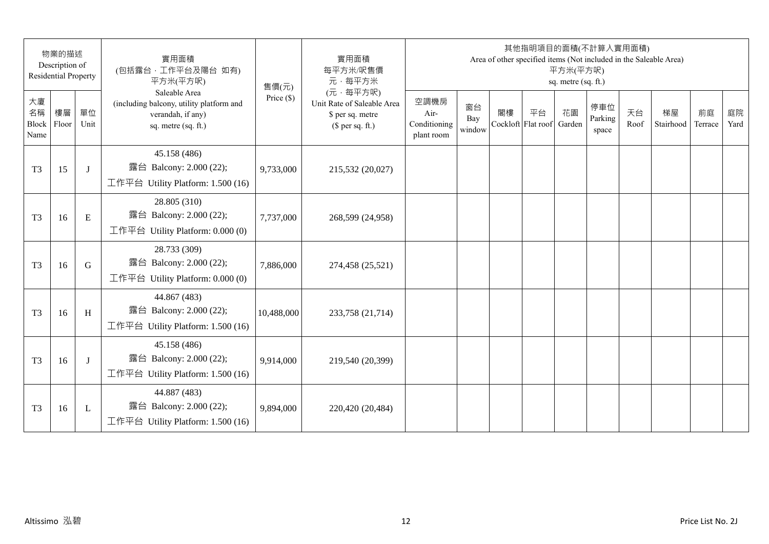| 物業的描述 Description of Residential Property | | | 實用面積 (包括露台，工作平台及陽台 如有) 平方米(平方呎) Saleable Area (including balcony, utility platform and verandah, if any) sq. metre (sq. ft.) | 售價(元) Price ($) | 實用面積 每平方米/呎售價 元，每平方米 (元，每平方呎) Unit Rate of Saleable Area $ per sq. metre ($ per sq. ft.) | 其他指明項目的面積(不計算入實用面積) Area of other specified items (Not included in the Saleable Area) 平方米(平方呎) sq. metre (sq. ft.) | | | | | | | | | |
|---|---|---|---|---|---|---|---|---|---|---|---|---|---|---|---|
| 大廈名稱 Block Name | 樓層 Floor | 單位 Unit | | | | 空調機房 Air-Conditioning plant room | 窗台 Bay window | 閣樓 Cockloft | 平台 Flat roof | 花園 Garden | 停車位 Parking space | 天台 Roof | 梯屋 Stairhood | 前庭 Terrace | 庭院 Yard |
| T3 | 15 | J | 45.158 (486) 露台 Balcony: 2.000 (22); 工作平台 Utility Platform: 1.500 (16) | 9,733,000 | 215,532 (20,027) | | | | | | | | | | |
| T3 | 16 | E | 28.805 (310) 露台 Balcony: 2.000 (22); 工作平台 Utility Platform: 0.000 (0) | 7,737,000 | 268,599 (24,958) | | | | | | | | | | |
| T3 | 16 | G | 28.733 (309) 露台 Balcony: 2.000 (22); 工作平台 Utility Platform: 0.000 (0) | 7,886,000 | 274,458 (25,521) | | | | | | | | | | |
| T3 | 16 | H | 44.867 (483) 露台 Balcony: 2.000 (22); 工作平台 Utility Platform: 1.500 (16) | 10,488,000 | 233,758 (21,714) | | | | | | | | | | |
| T3 | 16 | J | 45.158 (486) 露台 Balcony: 2.000 (22); 工作平台 Utility Platform: 1.500 (16) | 9,914,000 | 219,540 (20,399) | | | | | | | | | | |
| T3 | 16 | L | 44.887 (483) 露台 Balcony: 2.000 (22); 工作平台 Utility Platform: 1.500 (16) | 9,894,000 | 220,420 (20,484) | | | | | | | | | | |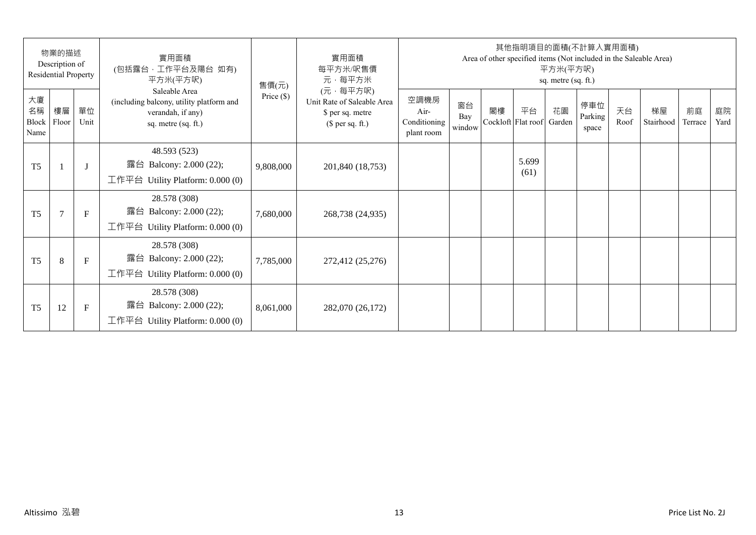| 物業的描述 Description of Residential Property | | | 實用面積 (包括露台，工作平台及陽台 如有) 平方米(平方呎) Saleable Area (including balcony, utility platform and verandah, if any) sq. metre (sq. ft.) | 售價(元) Price ($) | 實用面積 每平方米/呎售價 元，每平方米 (元，每平方呎) Unit Rate of Saleable Area $ per sq. metre ($ per sq. ft.) | 其他指明項目的面積(不計算入實用面積) Area of other specified items (Not included in the Saleable Area) 平方米(平方呎) sq. metre (sq. ft.) | | | | | | | | | |
|---|---|---|---|---|---|---|---|---|---|---|---|---|---|---|---|
| 大廈名稱 Block Name | 樓層 Floor | 單位 Unit | | | | 空調機房 Air-Conditioning plant room | 窗台 Bay window | 閣樓 Cockloft | 平台 Flat roof | 花園 Garden | 停車位 Parking space | 天台 Roof | 梯屋 Stairhood | 前庭 Terrace | 庭院 Yard |
| T5 | 1 | J | 48.593 (523) 露台 Balcony: 2.000 (22); 工作平台 Utility Platform: 0.000 (0) | 9,808,000 | 201,840 (18,753) | | | | 5.699 (61) | | | | | | |
| T5 | 7 | F | 28.578 (308) 露台 Balcony: 2.000 (22); 工作平台 Utility Platform: 0.000 (0) | 7,680,000 | 268,738 (24,935) | | | | | | | | | | |
| T5 | 8 | F | 28.578 (308) 露台 Balcony: 2.000 (22); 工作平台 Utility Platform: 0.000 (0) | 7,785,000 | 272,412 (25,276) | | | | | | | | | | |
| T5 | 12 | F | 28.578 (308) 露台 Balcony: 2.000 (22); 工作平台 Utility Platform: 0.000 (0) | 8,061,000 | 282,070 (26,172) | | | | | | | | | | |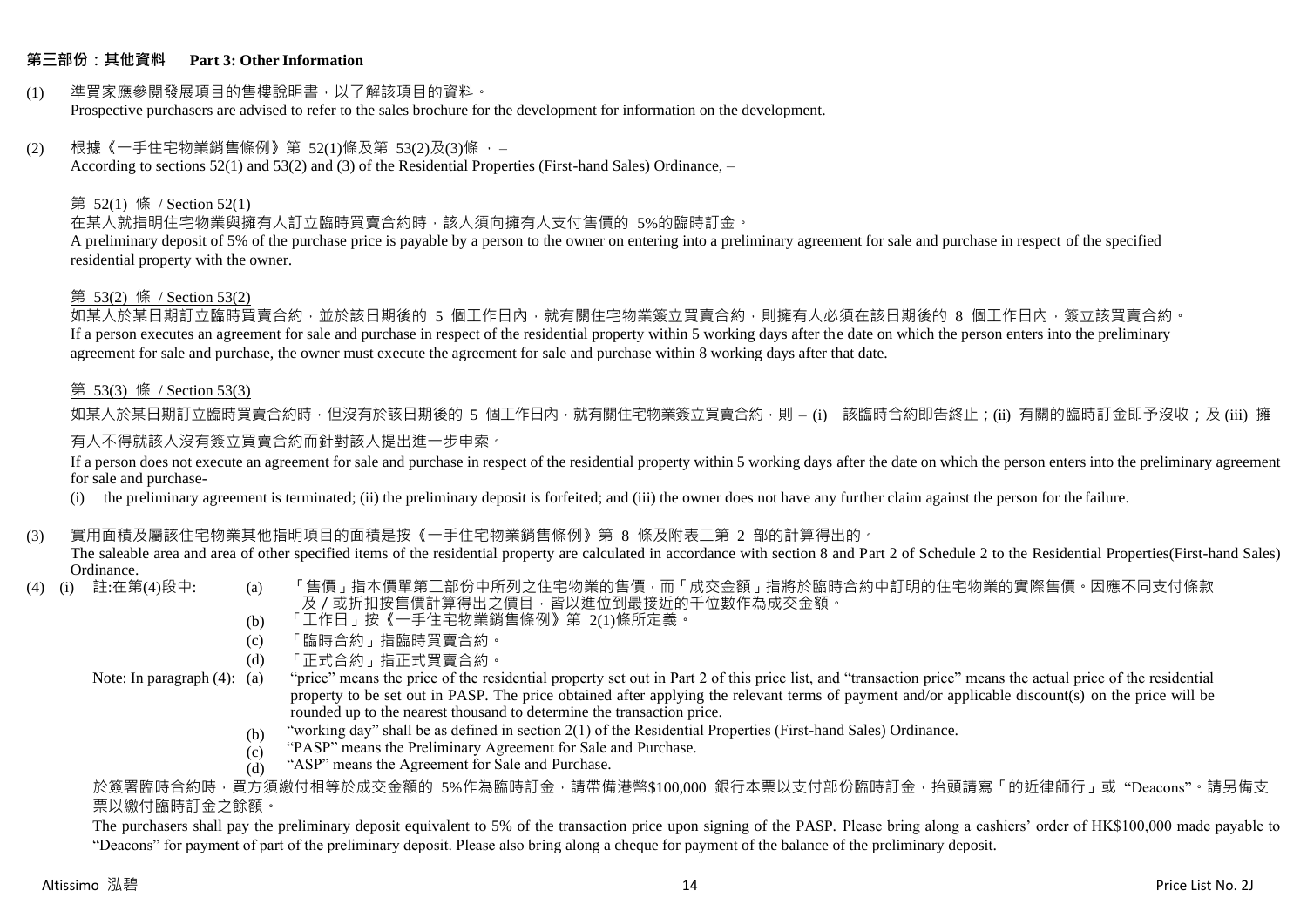## 第三部份：其他資料　Part 3: Other Information

(1) 準買家應參閱發展項目的售樓說明書，以了解該項目的資料。
Prospective purchasers are advised to refer to the sales brochure for the development for information on the development.

(2) 根據《一手住宅物業銷售條例》第 52(1)條及第 53(2)及(3)條 ，–
According to sections 52(1) and 53(2) and (3) of the Residential Properties (First-hand Sales) Ordinance, –

第 52(1) 條 / Section 52(1)

在某人就指明住宅物業與擁有人訂立臨時買賣合約時，該人須向擁有人支付售價的 5%的臨時訂金。
A preliminary deposit of 5% of the purchase price is payable by a person to the owner on entering into a preliminary agreement for sale and purchase in respect of the specified residential property with the owner.

第 53(2) 條 / Section 53(2)

如某人於某日期訂立臨時買賣合約，並於該日期後的 5 個工作日內，就有關住宅物業簽立買賣合約，則擁有人必須在該日期後的 8 個工作日內，簽立該買賣合約。
If a person executes an agreement for sale and purchase in respect of the residential property within 5 working days after the date on which the person enters into the preliminary agreement for sale and purchase, the owner must execute the agreement for sale and purchase within 8 working days after that date.

第 53(3) 條 / Section 53(3)

如某人於某日期訂立臨時買賣合約時，但沒有於該日期後的 5 個工作日內，就有關住宅物業簽立買賣合約，則 – (i) 該臨時合約即告終止；(ii) 有關的臨時訂金即予沒收；及 (iii) 擁有人不得就該人沒有簽立買賣合約而針對該人提出進一步申索。

If a person does not execute an agreement for sale and purchase in respect of the residential property within 5 working days after the date on which the person enters into the preliminary agreement for sale and purchase-

(i) the preliminary agreement is terminated; (ii) the preliminary deposit is forfeited; and (iii) the owner does not have any further claim against the person for the failure.

(3) 實用面積及屬該住宅物業其他指明項目的面積是按《一手住宅物業銷售條例》第 8 條及附表二第 2 部的計算得出的。
The saleable area and area of other specified items of the residential property are calculated in accordance with section 8 and Part 2 of Schedule 2 to the Residential Properties(First-hand Sales) Ordinance.

(4) (i) 註:在第(4)段中:
- (a) 「售價」指本價單第二部份中所列之住宅物業的售價，而「成交金額」指將於臨時合約中訂明的住宅物業的實際售價。因應不同支付條款及／或折扣按售價計算得出之價目，皆以進位到最接近的千位數作為成交金額。
- (b) 「工作日」按《一手住宅物業銷售條例》第 2(1)條所定義。
- (c) 「臨時合約」指臨時買賣合約。
- (d) 「正式合約」指正式買賣合約。

Note: In paragraph (4):
- (a) "price" means the price of the residential property set out in Part 2 of this price list, and "transaction price" means the actual price of the residential property to be set out in PASP. The price obtained after applying the relevant terms of payment and/or applicable discount(s) on the price will be rounded up to the nearest thousand to determine the transaction price.
- (b) "working day" shall be as defined in section 2(1) of the Residential Properties (First-hand Sales) Ordinance.
- (c) "PASP" means the Preliminary Agreement for Sale and Purchase.
- (d) "ASP" means the Agreement for Sale and Purchase.

於簽署臨時合約時，買方須繳付相等於成交金額的 5%作為臨時訂金，請帶備港幣$100,000 銀行本票以支付部份臨時訂金，抬頭請寫「的近律師行」或 "Deacons"。請另備支票以繳付臨時訂金之餘額。

The purchasers shall pay the preliminary deposit equivalent to 5% of the transaction price upon signing of the PASP. Please bring along a cashiers' order of HK$100,000 made payable to "Deacons" for payment of part of the preliminary deposit. Please also bring along a cheque for payment of the balance of the preliminary deposit.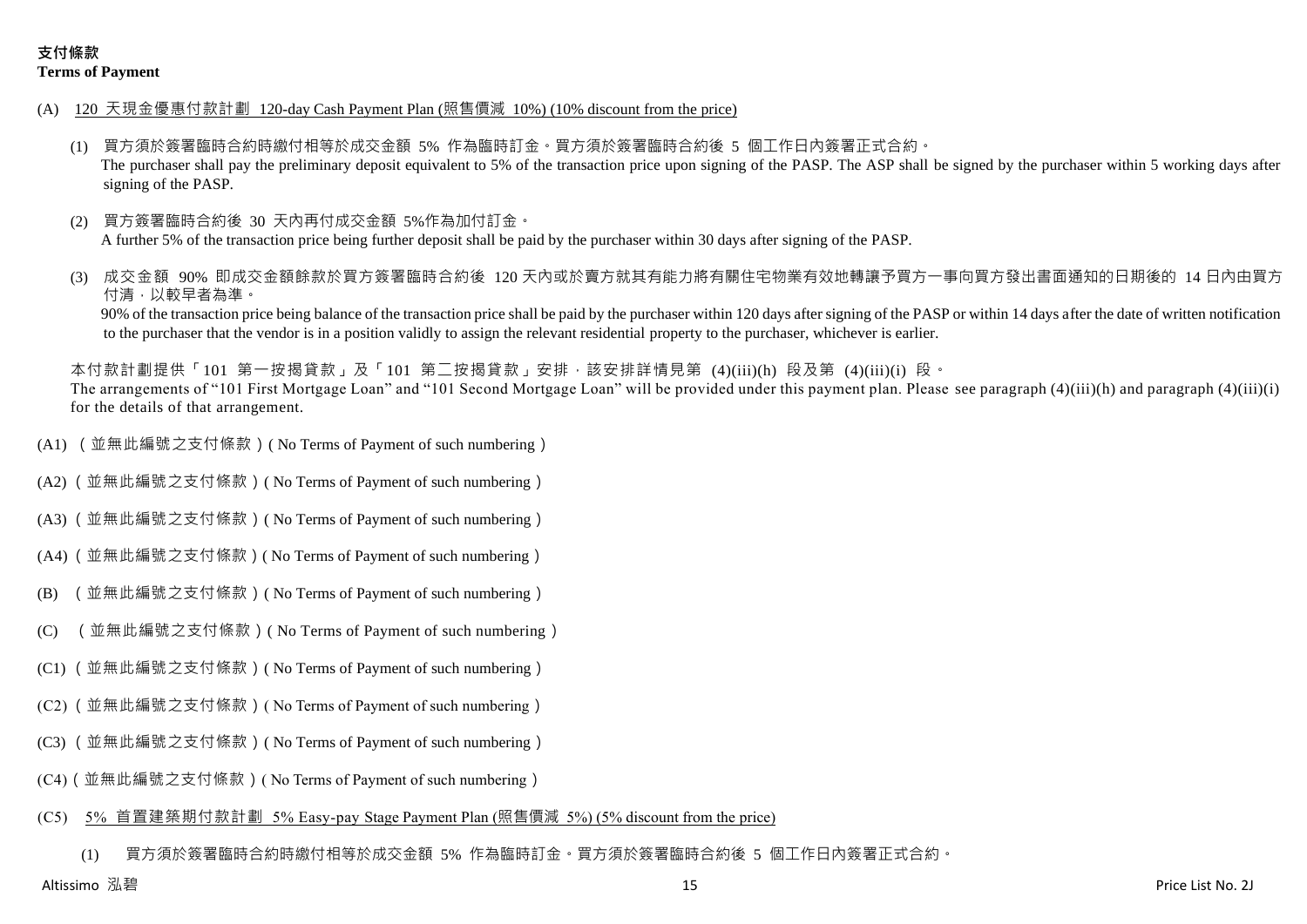**支付條款**
**Terms of Payment**

(A) 120 天現金優惠付款計劃 120-day Cash Payment Plan (照售價減 10%) (10% discount from the price)

(1) 買方須於簽署臨時合約時繳付相等於成交金額 5% 作為臨時訂金。買方須於簽署臨時合約後 5 個工作日內簽署正式合約。
The purchaser shall pay the preliminary deposit equivalent to 5% of the transaction price upon signing of the PASP. The ASP shall be signed by the purchaser within 5 working days after signing of the PASP.

(2) 買方簽署臨時合約後 30 天內再付成交金額 5%作為加付訂金。
A further 5% of the transaction price being further deposit shall be paid by the purchaser within 30 days after signing of the PASP.

(3) 成交金額 90% 即成交金額餘款於買方簽署臨時合約後 120 天內或於賣方就其有能力將有關住宅物業有效地轉讓予買方一事向買方發出書面通知的日期後的 14 日內由買方付清，以較早者為準。
90% of the transaction price being balance of the transaction price shall be paid by the purchaser within 120 days after signing of the PASP or within 14 days after the date of written notification to the purchaser that the vendor is in a position validly to assign the relevant residential property to the purchaser, whichever is earlier.

本付款計劃提供「101 第一按揭貸款」及「101 第二按揭貸款」安排，該安排詳情見第 (4)(iii)(h) 段及第 (4)(iii)(i) 段。
The arrangements of "101 First Mortgage Loan" and "101 Second Mortgage Loan" will be provided under this payment plan. Please see paragraph (4)(iii)(h) and paragraph (4)(iii)(i) for the details of that arrangement.

(A1) （並無此編號之支付條款）( No Terms of Payment of such numbering）

(A2)（並無此編號之支付條款）( No Terms of Payment of such numbering）

(A3)（並無此編號之支付條款）( No Terms of Payment of such numbering）

(A4)（並無此編號之支付條款）( No Terms of Payment of such numbering）

(B) （並無此編號之支付條款）( No Terms of Payment of such numbering）

(C) （並無此編號之支付條款）( No Terms of Payment of such numbering）

(C1)（並無此編號之支付條款）( No Terms of Payment of such numbering）

(C2)（並無此編號之支付條款）( No Terms of Payment of such numbering）

(C3)（並無此編號之支付條款）( No Terms of Payment of such numbering）

(C4)（並無此編號之支付條款）( No Terms of Payment of such numbering）

(C5) 5% 首置建築期付款計劃 5% Easy-pay Stage Payment Plan (照售價減 5%) (5% discount from the price)

(1) 買方須於簽署臨時合約時繳付相等於成交金額 5% 作為臨時訂金。買方須於簽署臨時合約後 5 個工作日內簽署正式合約。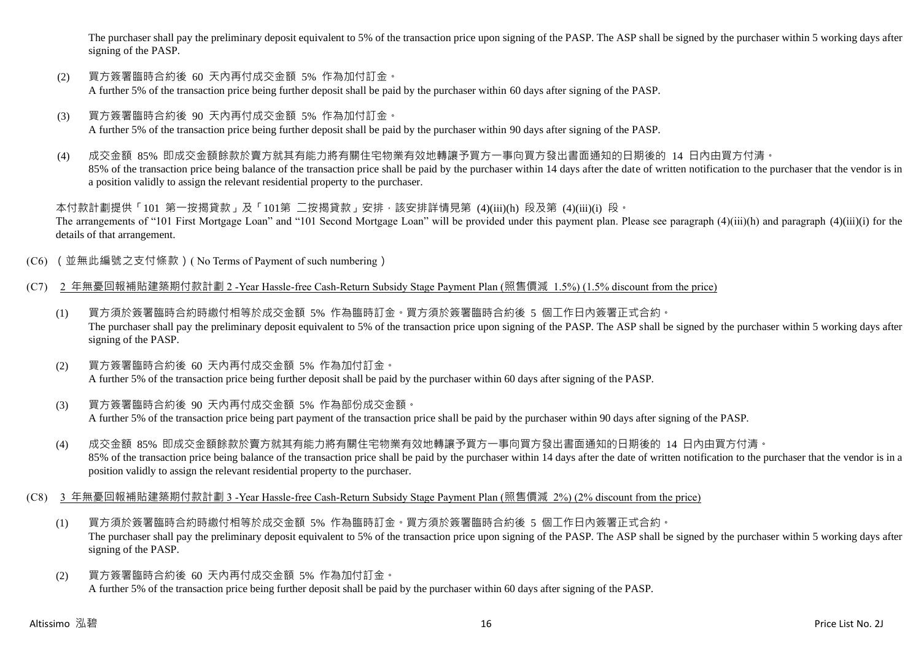The purchaser shall pay the preliminary deposit equivalent to 5% of the transaction price upon signing of the PASP. The ASP shall be signed by the purchaser within 5 working days after signing of the PASP.

(2) 買方簽署臨時合約後 60 天內再付成交金額 5% 作為加付訂金。
A further 5% of the transaction price being further deposit shall be paid by the purchaser within 60 days after signing of the PASP.

(3) 買方簽署臨時合約後 90 天內再付成交金額 5% 作為加付訂金。
A further 5% of the transaction price being further deposit shall be paid by the purchaser within 90 days after signing of the PASP.

(4) 成交金額 85% 即成交金額餘款於賣方就其有能力將有關住宅物業有效地轉讓予買方一事向買方發出書面通知的日期後的 14 日內由買方付清。
85% of the transaction price being balance of the transaction price shall be paid by the purchaser within 14 days after the date of written notification to the purchaser that the vendor is in a position validly to assign the relevant residential property to the purchaser.

本付款計劃提供「101 第一按揭貸款」及「101第 二按揭貸款」安排，該安排詳情見第 (4)(iii)(h) 段及第 (4)(iii)(i) 段。
The arrangements of "101 First Mortgage Loan" and "101 Second Mortgage Loan" will be provided under this payment plan. Please see paragraph (4)(iii)(h) and paragraph (4)(iii)(i) for the details of that arrangement.

(C6) （並無此編號之支付條款）( No Terms of Payment of such numbering）

(C7) 2 年無憂回報補貼建築期付款計劃 2 -Year Hassle-free Cash-Return Subsidy Stage Payment Plan (照售價減 1.5%) (1.5% discount from the price)

(1) 買方須於簽署臨時合約時繳付相等於成交金額 5% 作為臨時訂金。買方須於簽署臨時合約後 5 個工作日內簽署正式合約。
The purchaser shall pay the preliminary deposit equivalent to 5% of the transaction price upon signing of the PASP. The ASP shall be signed by the purchaser within 5 working days after signing of the PASP.

(2) 買方簽署臨時合約後 60 天內再付成交金額 5% 作為加付訂金。
A further 5% of the transaction price being further deposit shall be paid by the purchaser within 60 days after signing of the PASP.

(3) 買方簽署臨時合約後 90 天內再付成交金額 5% 作為部份成交金額。
A further 5% of the transaction price being part payment of the transaction price shall be paid by the purchaser within 90 days after signing of the PASP.

(4) 成交金額 85% 即成交金額餘款於賣方就其有能力將有關住宅物業有效地轉讓予買方一事向買方發出書面通知的日期後的 14 日內由買方付清。
85% of the transaction price being balance of the transaction price shall be paid by the purchaser within 14 days after the date of written notification to the purchaser that the vendor is in a position validly to assign the relevant residential property to the purchaser.

(C8) 3 年無憂回報補貼建築期付款計劃 3 -Year Hassle-free Cash-Return Subsidy Stage Payment Plan (照售價減 2%) (2% discount from the price)

(1) 買方須於簽署臨時合約時繳付相等於成交金額 5% 作為臨時訂金。買方須於簽署臨時合約後 5 個工作日內簽署正式合約。
The purchaser shall pay the preliminary deposit equivalent to 5% of the transaction price upon signing of the PASP. The ASP shall be signed by the purchaser within 5 working days after signing of the PASP.

(2) 買方簽署臨時合約後 60 天內再付成交金額 5% 作為加付訂金。
A further 5% of the transaction price being further deposit shall be paid by the purchaser within 60 days after signing of the PASP.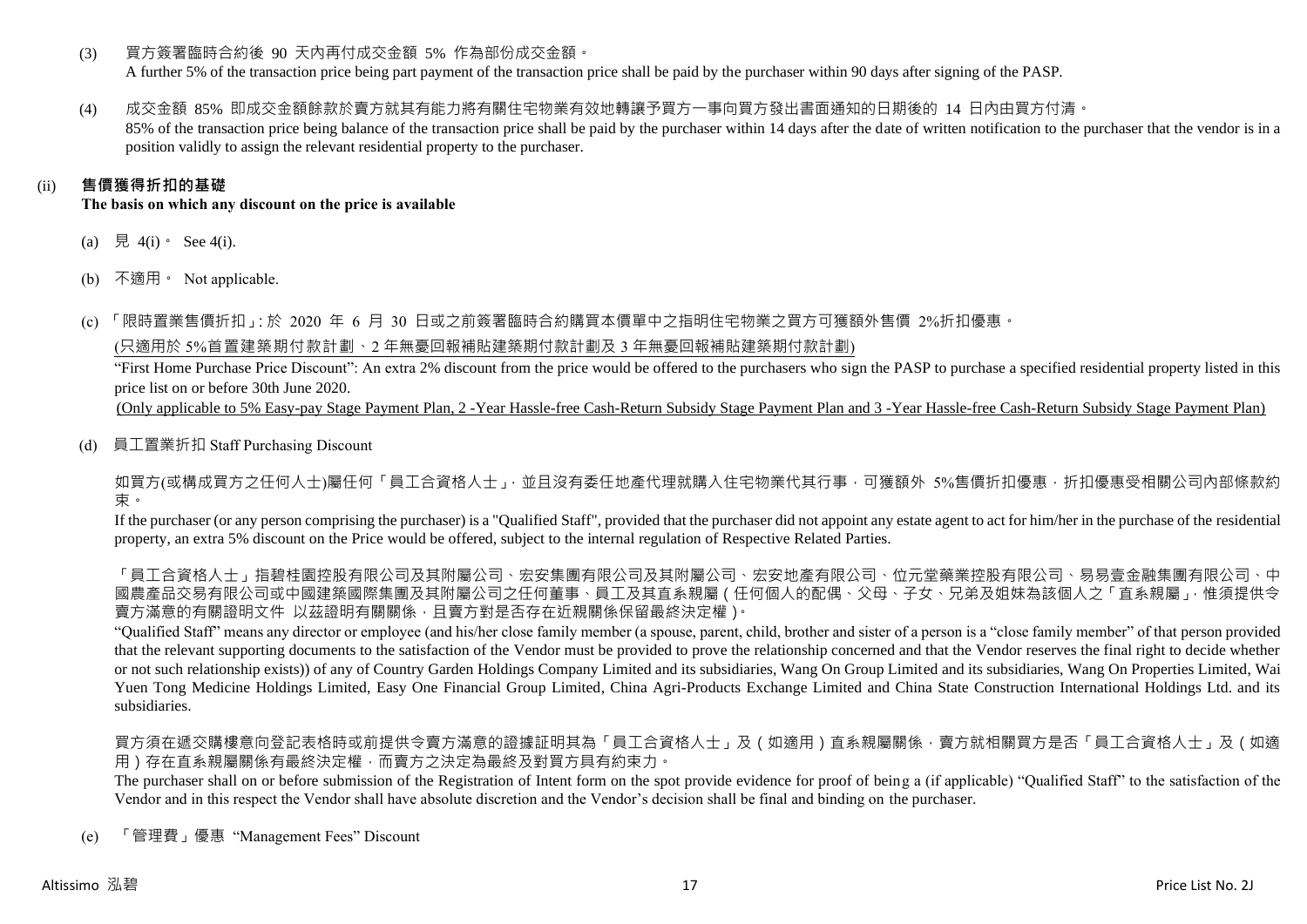(3) 買方簽署臨時合約後 90 天內再付成交金額 5% 作為部份成交金額。
A further 5% of the transaction price being part payment of the transaction price shall be paid by the purchaser within 90 days after signing of the PASP.

(4) 成交金額 85% 即成交金額餘款於賣方就其有能力將有關住宅物業有效地轉讓予買方一事向買方發出書面通知的日期後的 14 日內由買方付清。
85% of the transaction price being balance of the transaction price shall be paid by the purchaser within 14 days after the date of written notification to the purchaser that the vendor is in a position validly to assign the relevant residential property to the purchaser.

(ii) **售價獲得折扣的基礎**
**The basis on which any discount on the price is available**

(a) 見 4(i)。 See 4(i).

(b) 不適用。 Not applicable.

(c) 「限時置業售價折扣」: 於 2020 年 6 月 30 日或之前簽署臨時合約購買本價單中之指明住宅物業之買方可獲額外售價 2%折扣優惠。

(只適用於 5%首置建築期付款計劃、2 年無憂回報補貼建築期付款計劃及 3 年無憂回報補貼建築期付款計劃)

"First Home Purchase Price Discount": An extra 2% discount from the price would be offered to the purchasers who sign the PASP to purchase a specified residential property listed in this price list on or before 30th June 2020.

(Only applicable to 5% Easy-pay Stage Payment Plan, 2 -Year Hassle-free Cash-Return Subsidy Stage Payment Plan and 3 -Year Hassle-free Cash-Return Subsidy Stage Payment Plan)

(d) 員工置業折扣 Staff Purchasing Discount

如買方(或構成買方之任何人士)屬任何「員工合資格人士」，並且沒有委任地產代理就購入住宅物業代其行事，可獲額外 5%售價折扣優惠，折扣優惠受相關公司內部條款約束。

If the purchaser (or any person comprising the purchaser) is a "Qualified Staff", provided that the purchaser did not appoint any estate agent to act for him/her in the purchase of the residential property, an extra 5% discount on the Price would be offered, subject to the internal regulation of Respective Related Parties.

「員工合資格人士」指碧桂園控股有限公司及其附屬公司、宏安集團有限公司及其附屬公司、宏安地產有限公司、位元堂藥業控股有限公司、易易壹金融集團有限公司、中國農產品交易有限公司或中國建築國際集團及其附屬公司之任何董事、員工及其直系親屬（任何個人的配偶、父母、子女、兄弟及姐妹為該個人之「直系親屬」，惟須提供令賣方滿意的有關證明文件 以茲證明有關關係，且賣方對是否存在近親關係保留最終決定權）。

"Qualified Staff" means any director or employee (and his/her close family member (a spouse, parent, child, brother and sister of a person is a "close family member" of that person provided that the relevant supporting documents to the satisfaction of the Vendor must be provided to prove the relationship concerned and that the Vendor reserves the final right to decide whether or not such relationship exists)) of any of Country Garden Holdings Company Limited and its subsidiaries, Wang On Group Limited and its subsidiaries, Wang On Properties Limited, Wai Yuen Tong Medicine Holdings Limited, Easy One Financial Group Limited, China Agri-Products Exchange Limited and China State Construction International Holdings Ltd. and its subsidiaries.

買方須在遞交購樓意向登記表格時或前提供令賣方滿意的證據証明其為「員工合資格人士」及（如適用）直系親屬關係，賣方就相關買方是否「員工合資格人士」及（如適用）存在直系親屬關係有最終決定權，而賣方之決定為最終及對買方具有約束力。

The purchaser shall on or before submission of the Registration of Intent form on the spot provide evidence for proof of being a (if applicable) "Qualified Staff" to the satisfaction of the Vendor and in this respect the Vendor shall have absolute discretion and the Vendor's decision shall be final and binding on the purchaser.

(e) 「管理費」優惠 "Management Fees" Discount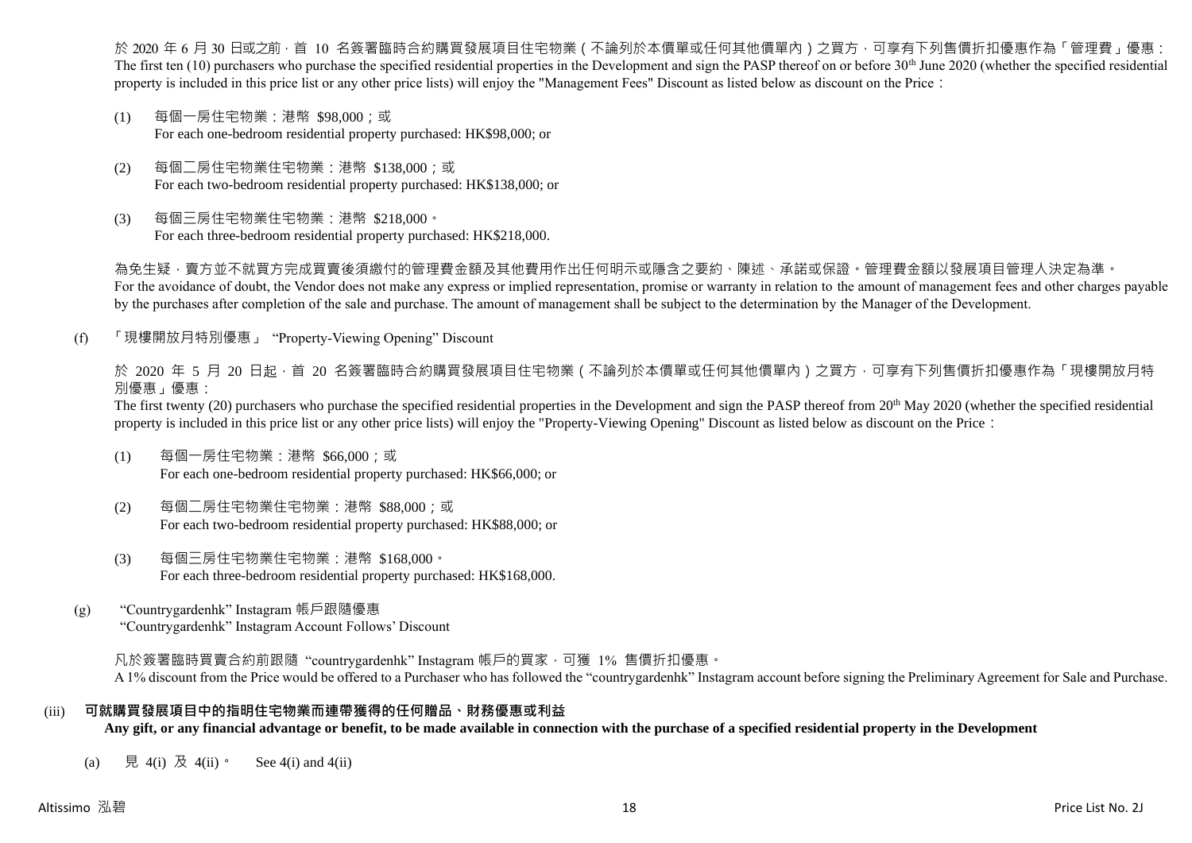於 2020 年 6 月 30 日或之前，首 10 名簽署臨時合約購買發展項目住宅物業（不論列於本價單或任何其他價單內）之買方，可享有下列售價折扣優惠作為「管理費」優惠：
The first ten (10) purchasers who purchase the specified residential properties in the Development and sign the PASP thereof on or before 30th June 2020 (whether the specified residential property is included in this price list or any other price lists) will enjoy the "Management Fees" Discount as listed below as discount on the Price：

(1) 每個一房住宅物業：港幣 $98,000；或
For each one-bedroom residential property purchased: HK$98,000; or

(2) 每個二房住宅物業住宅物業：港幣 $138,000；或
For each two-bedroom residential property purchased: HK$138,000; or

(3) 每個三房住宅物業住宅物業：港幣 $218,000。
For each three-bedroom residential property purchased: HK$218,000.

為免生疑，賣方並不就買方完成買賣後須繳付的管理費金額及其他費用作出任何明示或隱含之要約、陳述、承諾或保證。管理費金額以發展項目管理人決定為準。
For the avoidance of doubt, the Vendor does not make any express or implied representation, promise or warranty in relation to the amount of management fees and other charges payable by the purchases after completion of the sale and purchase. The amount of management shall be subject to the determination by the Manager of the Development.

(f) 「現樓開放月特別優惠」 "Property-Viewing Opening" Discount

於 2020 年 5 月 20 日起，首 20 名簽署臨時合約購買發展項目住宅物業（不論列於本價單或任何其他價單內）之買方，可享有下列售價折扣優惠作為「現樓開放月特別優惠」優惠：
The first twenty (20) purchasers who purchase the specified residential properties in the Development and sign the PASP thereof from 20th May 2020 (whether the specified residential property is included in this price list or any other price lists) will enjoy the "Property-Viewing Opening" Discount as listed below as discount on the Price：

(1) 每個一房住宅物業：港幣 $66,000；或
For each one-bedroom residential property purchased: HK$66,000; or

(2) 每個二房住宅物業住宅物業：港幣 $88,000；或
For each two-bedroom residential property purchased: HK$88,000; or

(3) 每個三房住宅物業住宅物業：港幣 $168,000。
For each three-bedroom residential property purchased: HK$168,000.

(g) "Countrygardenhk" Instagram 帳戶跟隨優惠
"Countrygardenhk" Instagram Account Follows' Discount

凡於簽署臨時買賣合約前跟隨 "countrygardenhk" Instagram 帳戶的買家，可獲 1% 售價折扣優惠。
A 1% discount from the Price would be offered to a Purchaser who has followed the "countrygardenhk" Instagram account before signing the Preliminary Agreement for Sale and Purchase.

(iii) **可就購買發展項目中的指明住宅物業而連帶獲得的任何贈品、財務優惠或利益**
**Any gift, or any financial advantage or benefit, to be made available in connection with the purchase of a specified residential property in the Development**

(a) 見 4(i) 及 4(ii)。 See 4(i) and 4(ii)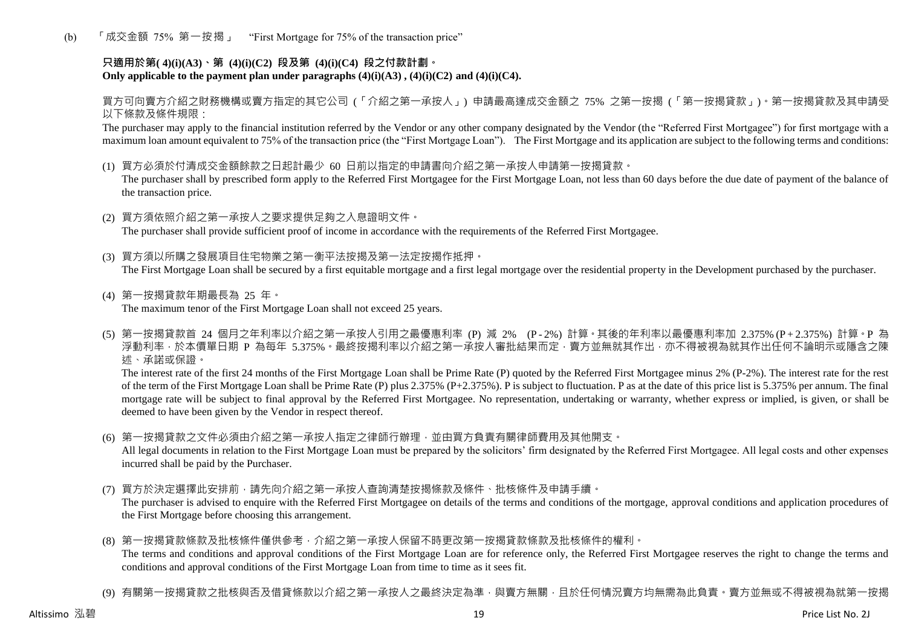(b) 「成交金額 75% 第一按揭」 "First Mortgage for 75% of the transaction price"

**只適用於第( 4)(i)(A3)、第 (4)(i)(C2) 段及第 (4)(i)(C4) 段之付款計劃。**
**Only applicable to the payment plan under paragraphs (4)(i)(A3) , (4)(i)(C2) and (4)(i)(C4).**

買方可向賣方介紹之財務機構或賣方指定的其它公司 (「介紹之第一承按人」) 申請最高達成交金額之 75% 之第一按揭 (「第一按揭貸款」)。第一按揭貸款及其申請受以下條款及條件規限：

The purchaser may apply to the financial institution referred by the Vendor or any other company designated by the Vendor (the "Referred First Mortgagee") for first mortgage with a maximum loan amount equivalent to 75% of the transaction price (the "First Mortgage Loan"). The First Mortgage and its application are subject to the following terms and conditions:

(1) 買方必須於付清成交金額餘款之日起計最少 60 日前以指定的申請書向介紹之第一承按人申請第一按揭貸款。
The purchaser shall by prescribed form apply to the Referred First Mortgagee for the First Mortgage Loan, not less than 60 days before the due date of payment of the balance of the transaction price.

(2) 買方須依照介紹之第一承按人之要求提供足夠之入息證明文件。
The purchaser shall provide sufficient proof of income in accordance with the requirements of the Referred First Mortgagee.

(3) 買方須以所購之發展項目住宅物業之第一衡平法按揭及第一法定按揭作抵押。
The First Mortgage Loan shall be secured by a first equitable mortgage and a first legal mortgage over the residential property in the Development purchased by the purchaser.

(4) 第一按揭貸款年期最長為 25 年。
The maximum tenor of the First Mortgage Loan shall not exceed 25 years.

(5) 第一按揭貸款首 24 個月之年利率以介紹之第一承按人引用之最優惠利率 (P) 減 2% (P - 2%) 計算。其後的年利率以最優惠利率加 2.375% (P + 2.375%) 計算。P 為浮動利率，於本價單日期 P 為每年 5.375%。最終按揭利率以介紹之第一承按人審批結果而定，賣方並無就其作出，亦不得被視為就其作出任何不論明示或隱含之陳述、承諾或保證。
The interest rate of the first 24 months of the First Mortgage Loan shall be Prime Rate (P) quoted by the Referred First Mortgagee minus 2% (P-2%). The interest rate for the rest of the term of the First Mortgage Loan shall be Prime Rate (P) plus 2.375% (P+2.375%). P is subject to fluctuation. P as at the date of this price list is 5.375% per annum. The final mortgage rate will be subject to final approval by the Referred First Mortgagee. No representation, undertaking or warranty, whether express or implied, is given, or shall be deemed to have been given by the Vendor in respect thereof.

(6) 第一按揭貸款之文件必須由介紹之第一承按人指定之律師行辦理，並由買方負責有關律師費用及其他開支。
All legal documents in relation to the First Mortgage Loan must be prepared by the solicitors' firm designated by the Referred First Mortgagee. All legal costs and other expenses incurred shall be paid by the Purchaser.

(7) 買方於決定選擇此安排前，請先向介紹之第一承按人查詢清楚按揭條款及條件、批核條件及申請手續。
The purchaser is advised to enquire with the Referred First Mortgagee on details of the terms and conditions of the mortgage, approval conditions and application procedures of the First Mortgage before choosing this arrangement.

(8) 第一按揭貸款條款及批核條件僅供參考，介紹之第一承按人保留不時更改第一按揭貸款條款及批核條件的權利。
The terms and conditions and approval conditions of the First Mortgage Loan are for reference only, the Referred First Mortgagee reserves the right to change the terms and conditions and approval conditions of the First Mortgage Loan from time to time as it sees fit.

(9) 有關第一按揭貸款之批核與否及借貸條款以介紹之第一承按人之最終決定為準，與賣方無關，且於任何情況賣方均無需為此負責。賣方並無或不得被視為就第一按揭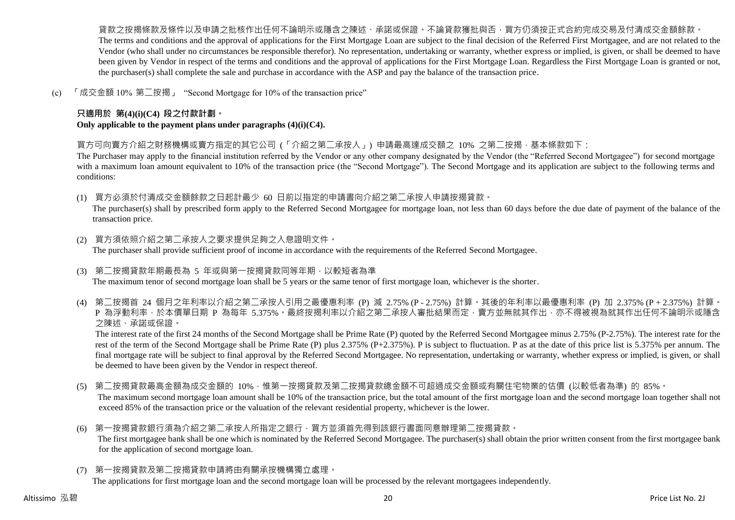貸款之按揭條款及條件以及申請之批核作出任何不論明示或隱含之陳述、承諾或保證。不論貸款獲批與否，買方仍須按正式合約完成交易及付清成交金額餘款。

The terms and conditions and the approval of applications for the First Mortgage Loan are subject to the final decision of the Referred First Mortgagee, and are not related to the Vendor (who shall under no circumstances be responsible therefor). No representation, undertaking or warranty, whether express or implied, is given, or shall be deemed to have been given by Vendor in respect of the terms and conditions and the approval of applications for the First Mortgage Loan. Regardless the First Mortgage Loan is granted or not, the purchaser(s) shall complete the sale and purchase in accordance with the ASP and pay the balance of the transaction price.

(c) 「成交金額 10% 第二按揭」 "Second Mortgage for 10% of the transaction price"

**只適用於 第(4)(i)(C4) 段之付款計劃。**
**Only applicable to the payment plans under paragraphs (4)(i)(C4).**

買方可向賣方介紹之財務機構或賣方指定的其它公司 (「介紹之第二承按人」) 申請最高達成交額之 10% 之第二按揭，基本條款如下：

The Purchaser may apply to the financial institution referred by the Vendor or any other company designated by the Vendor (the "Referred Second Mortgagee") for second mortgage with a maximum loan amount equivalent to 10% of the transaction price (the "Second Mortgage"). The Second Mortgage and its application are subject to the following terms and conditions:

(1) 買方必須於付清成交金額餘款之日起計最少 60 日前以指定的申請書向介紹之第二承按人申請按揭貸款。
The purchaser(s) shall by prescribed form apply to the Referred Second Mortgagee for mortgage loan, not less than 60 days before the due date of payment of the balance of the transaction price.

(2) 買方須依照介紹之第二承按人之要求提供足夠之入息證明文件。
The purchaser shall provide sufficient proof of income in accordance with the requirements of the Referred Second Mortgagee.

(3) 第二按揭貸款年期最長為 5 年或與第一按揭貸款同等年期，以較短者為準
The maximum tenor of second mortgage loan shall be 5 years or the same tenor of first mortgage loan, whichever is the shorter.

(4) 第二按揭首 24 個月之年利率以介紹之第二承按人引用之最優惠利率 (P) 減 2.75% (P - 2.75%) 計算。其後的年利率以最優惠利率 (P) 加 2.375% (P + 2.375%) 計算。P 為浮動利率，於本價單日期 P 為每年 5.375%。最終按揭利率以介紹之第二承按人審批結果而定，賣方並無就其作出，亦不得被視為就其作出任何不論明示或隱含之陳述、承諾或保證。
The interest rate of the first 24 months of the Second Mortgage shall be Prime Rate (P) quoted by the Referred Second Mortgagee minus 2.75% (P-2.75%). The interest rate for the rest of the term of the Second Mortgage shall be Prime Rate (P) plus 2.375% (P+2.375%). P is subject to fluctuation. P as at the date of this price list is 5.375% per annum. The final mortgage rate will be subject to final approval by the Referred Second Mortgagee. No representation, undertaking or warranty, whether express or implied, is given, or shall be deemed to have been given by the Vendor in respect thereof.

(5) 第二按揭貸款最高金額為成交金額的 10%，惟第一按揭貸款及第二按揭貸款總金額不可超過成交金額或有關住宅物業的估價 (以較低者為準) 的 85%。
The maximum second mortgage loan amount shall be 10% of the transaction price, but the total amount of the first mortgage loan and the second mortgage loan together shall not exceed 85% of the transaction price or the valuation of the relevant residential property, whichever is the lower.

(6) 第一按揭貸款銀行須為介紹之第二承按人所指定之銀行，買方並須首先得到該銀行書面同意辦理第二按揭貸款。
The first mortgagee bank shall be one which is nominated by the Referred Second Mortgagee. The purchaser(s) shall obtain the prior written consent from the first mortgagee bank for the application of second mortgage loan.

(7) 第一按揭貸款及第二按揭貸款申請將由有關承按機構獨立處理。
The applications for first mortgage loan and the second mortgage loan will be processed by the relevant mortgagees independently.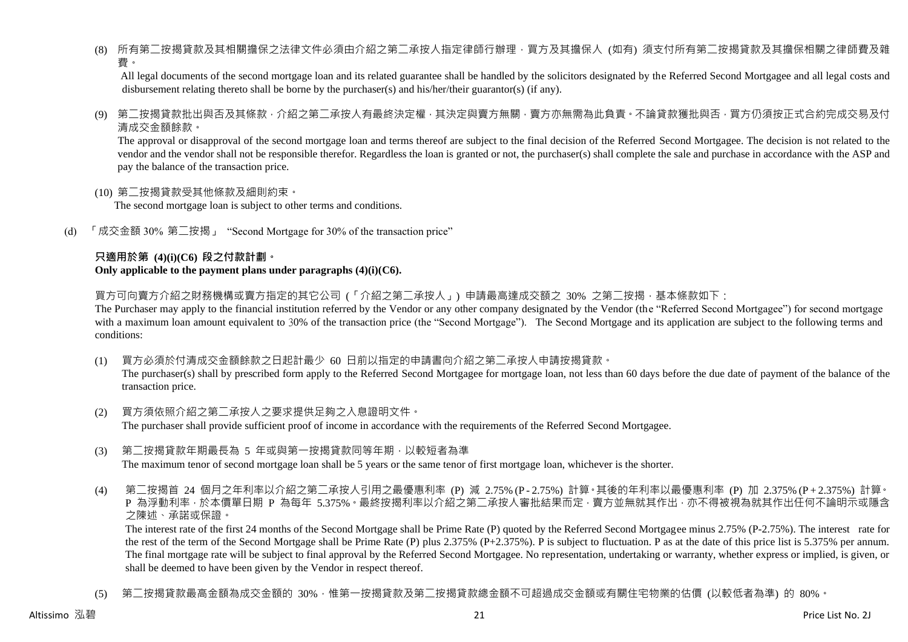(8) 所有第二按揭貸款及其相關擔保之法律文件必須由介紹之第二承按人指定律師行辦理，買方及其擔保人 (如有) 須支付所有第二按揭貸款及其擔保相關之律師費及雜費。

All legal documents of the second mortgage loan and its related guarantee shall be handled by the solicitors designated by the Referred Second Mortgagee and all legal costs and disbursement relating thereto shall be borne by the purchaser(s) and his/her/their guarantor(s) (if any).

(9) 第二按揭貸款批出與否及其條款，介紹之第二承按人有最終決定權，其決定與賣方無關，賣方亦無需為此負責。不論貸款獲批與否，買方仍須按正式合約完成交易及付清成交金額餘款。

The approval or disapproval of the second mortgage loan and terms thereof are subject to the final decision of the Referred Second Mortgagee. The decision is not related to the vendor and the vendor shall not be responsible therefor. Regardless the loan is granted or not, the purchaser(s) shall complete the sale and purchase in accordance with the ASP and pay the balance of the transaction price.

(10) 第二按揭貸款受其他條款及細則約束。

The second mortgage loan is subject to other terms and conditions.

(d) 「成交金額 30% 第二按揭」 "Second Mortgage for 30% of the transaction price"

**只適用於第 (4)(i)(C6) 段之付款計劃。**
**Only applicable to the payment plans under paragraphs (4)(i)(C6).**

買方可向賣方介紹之財務機構或賣方指定的其它公司 (「介紹之第二承按人」) 申請最高達成交額之 30% 之第二按揭，基本條款如下：

The Purchaser may apply to the financial institution referred by the Vendor or any other company designated by the Vendor (the "Referred Second Mortgagee") for second mortgage with a maximum loan amount equivalent to 30% of the transaction price (the "Second Mortgage"). The Second Mortgage and its application are subject to the following terms and conditions:

(1) 買方必須於付清成交金額餘款之日起計最少 60 日前以指定的申請書向介紹之第二承按人申請按揭貸款。

The purchaser(s) shall by prescribed form apply to the Referred Second Mortgagee for mortgage loan, not less than 60 days before the due date of payment of the balance of the transaction price.

(2) 買方須依照介紹之第二承按人之要求提供足夠之入息證明文件。

The purchaser shall provide sufficient proof of income in accordance with the requirements of the Referred Second Mortgagee.

(3) 第二按揭貸款年期最長為 5 年或與第一按揭貸款同等年期，以較短者為準

The maximum tenor of second mortgage loan shall be 5 years or the same tenor of first mortgage loan, whichever is the shorter.

(4) 第二按揭首 24 個月之年利率以介紹之第二承按人引用之最優惠利率 (P) 減 2.75% (P - 2.75%) 計算。其後的年利率以最優惠利率 (P) 加 2.375% (P + 2.375%) 計算。P 為浮動利率，於本價單日期 P 為每年 5.375%。最終按揭利率以介紹之第二承按人審批結果而定，賣方並無就其作出，亦不得被視為就其作出任何不論明示或隱含之陳述、承諾或保證。

The interest rate of the first 24 months of the Second Mortgage shall be Prime Rate (P) quoted by the Referred Second Mortgagee minus 2.75% (P-2.75%). The interest rate for the rest of the term of the Second Mortgage shall be Prime Rate (P) plus 2.375% (P+2.375%). P is subject to fluctuation. P as at the date of this price list is 5.375% per annum. The final mortgage rate will be subject to final approval by the Referred Second Mortgagee. No representation, undertaking or warranty, whether express or implied, is given, or shall be deemed to have been given by the Vendor in respect thereof.

(5) 第二按揭貸款最高金額為成交金額的 30%，惟第一按揭貸款及第二按揭貸款總金額不可超過成交金額或有關住宅物業的估價 (以較低者為準) 的 80%。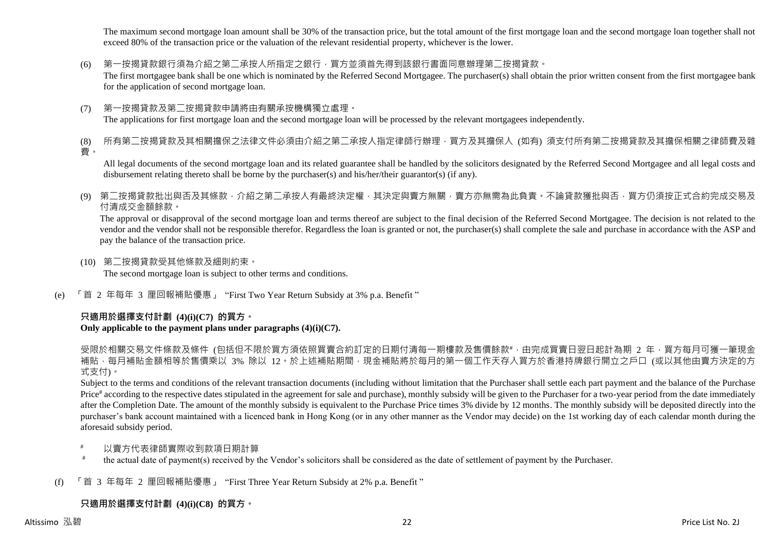The maximum second mortgage loan amount shall be 30% of the transaction price, but the total amount of the first mortgage loan and the second mortgage loan together shall not exceed 80% of the transaction price or the valuation of the relevant residential property, whichever is the lower.

(6) 第一按揭貸款銀行須為介紹之第二承按人所指定之銀行，買方並須首先得到該銀行書面同意辦理第二按揭貸款。
The first mortgagee bank shall be one which is nominated by the Referred Second Mortgagee. The purchaser(s) shall obtain the prior written consent from the first mortgagee bank for the application of second mortgage loan.

(7) 第一按揭貸款及第二按揭貸款申請將由有關承按機構獨立處理。
The applications for first mortgage loan and the second mortgage loan will be processed by the relevant mortgagees independently.

(8) 所有第二按揭貸款及其相關擔保之法律文件必須由介紹之第二承按人指定律師行辦理，買方及其擔保人 (如有) 須支付所有第二按揭貸款及其擔保相關之律師費及雜費。
All legal documents of the second mortgage loan and its related guarantee shall be handled by the solicitors designated by the Referred Second Mortgagee and all legal costs and disbursement relating thereto shall be borne by the purchaser(s) and his/her/their guarantor(s) (if any).

(9) 第二按揭貸款批出與否及其條款，介紹之第二承按人有最終決定權，其決定與賣方無關，賣方亦無需為此負責。不論貸款獲批與否，買方仍須按正式合約完成交易及付清成交金額餘款。
The approval or disapproval of the second mortgage loan and terms thereof are subject to the final decision of the Referred Second Mortgagee. The decision is not related to the vendor and the vendor shall not be responsible therefor. Regardless the loan is granted or not, the purchaser(s) shall complete the sale and purchase in accordance with the ASP and pay the balance of the transaction price.

(10) 第二按揭貸款受其他條款及細則約束。
The second mortgage loan is subject to other terms and conditions.

(e) 「首 2 年每年 3 厘回報補貼優惠」 "First Two Year Return Subsidy at 3% p.a. Benefit "

**只適用於選擇支付計劃 (4)(i)(C7) 的買方。**
**Only applicable to the payment plans under paragraphs (4)(i)(C7).**

受限於相關交易文件條款及條件 (包括但不限於買方須依照買賣合約訂定的日期付清每一期樓款及售價餘款#，由完成買賣日翌日起計為期 2 年，買方每月可獲一筆現金補貼，每月補貼金額相等於售價乘以 3% 除以 12。於上述補貼期間，現金補貼將於每月的第一個工作天存入買方於香港持牌銀行開立之戶口 (或以其他由賣方決定的方式支付)。
Subject to the terms and conditions of the relevant transaction documents (including without limitation that the Purchaser shall settle each part payment and the balance of the Purchase Price# according to the respective dates stipulated in the agreement for sale and purchase), monthly subsidy will be given to the Purchaser for a two-year period from the date immediately after the Completion Date. The amount of the monthly subsidy is equivalent to the Purchase Price times 3% divide by 12 months. The monthly subsidy will be deposited directly into the purchaser's bank account maintained with a licenced bank in Hong Kong (or in any other manner as the Vendor may decide) on the 1st working day of each calendar month during the aforesaid subsidy period.

# 以賣方代表律師實際收到款項日期計算
# the actual date of payment(s) received by the Vendor's solicitors shall be considered as the date of settlement of payment by the Purchaser.

(f) 「首 3 年每年 2 厘回報補貼優惠」 "First Three Year Return Subsidy at 2% p.a. Benefit "

**只適用於選擇支付計劃 (4)(i)(C8) 的買方。**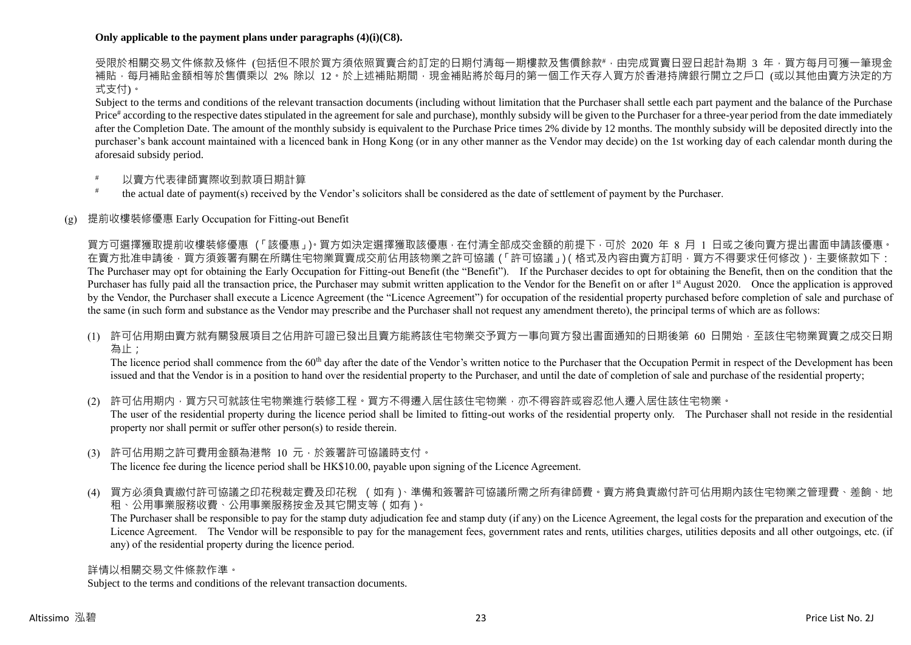**Only applicable to the payment plans under paragraphs (4)(i)(C8).**

受限於相關交易文件條款及條件 (包括但不限於買方須依照買賣合約訂定的日期付清每一期樓款及售價餘款#，由完成買賣日翌日起計為期 3 年，買方每月可獲一筆現金補貼，每月補貼金額相等於售價乘以 2% 除以 12。於上述補貼期間，現金補貼將於每月的第一個工作天存入買方於香港持牌銀行開立之戶口 (或以其他由賣方決定的方式支付)。

Subject to the terms and conditions of the relevant transaction documents (including without limitation that the Purchaser shall settle each part payment and the balance of the Purchase Price# according to the respective dates stipulated in the agreement for sale and purchase), monthly subsidy will be given to the Purchaser for a three-year period from the date immediately after the Completion Date. The amount of the monthly subsidy is equivalent to the Purchase Price times 2% divide by 12 months. The monthly subsidy will be deposited directly into the purchaser's bank account maintained with a licenced bank in Hong Kong (or in any other manner as the Vendor may decide) on the 1st working day of each calendar month during the aforesaid subsidy period.

\# 以賣方代表律師實際收到款項日期計算

\# the actual date of payment(s) received by the Vendor's solicitors shall be considered as the date of settlement of payment by the Purchaser.

(g) 提前收樓裝修優惠 Early Occupation for Fitting-out Benefit

買方可選擇獲取提前收樓裝修優惠 (「該優惠」)。買方如決定選擇獲取該優惠，在付清全部成交金額的前提下，可於 2020 年 8 月 1 日或之後向賣方提出書面申請該優惠。在賣方批准申請後，買方須簽署有關在所購住宅物業買賣成交前佔用該物業之許可協議 (「許可協議」) ( 格式及內容由賣方訂明，買方不得要求任何修改 )，主要條款如下：

The Purchaser may opt for obtaining the Early Occupation for Fitting-out Benefit (the "Benefit"). If the Purchaser decides to opt for obtaining the Benefit, then on the condition that the Purchaser has fully paid all the transaction price, the Purchaser may submit written application to the Vendor for the Benefit on or after 1st August 2020. Once the application is approved by the Vendor, the Purchaser shall execute a Licence Agreement (the "Licence Agreement") for occupation of the residential property purchased before completion of sale and purchase of the same (in such form and substance as the Vendor may prescribe and the Purchaser shall not request any amendment thereto), the principal terms of which are as follows:

(1) 許可佔用期由賣方就有關發展項目之佔用許可證已發出且賣方能將該住宅物業交予買方一事向買方發出書面通知的日期後第 60 日開始，至該住宅物業買賣之成交日期為止；

The licence period shall commence from the 60th day after the date of the Vendor's written notice to the Purchaser that the Occupation Permit in respect of the Development has been issued and that the Vendor is in a position to hand over the residential property to the Purchaser, and until the date of completion of sale and purchase of the residential property;

(2) 許可佔用期內，買方只可就該住宅物業進行裝修工程。買方不得遷入居住該住宅物業，亦不得容許或容忍他人遷入居住該住宅物業。

The user of the residential property during the licence period shall be limited to fitting-out works of the residential property only. The Purchaser shall not reside in the residential property nor shall permit or suffer other person(s) to reside therein.

(3) 許可佔用期之許可費用金額為港幣 10 元，於簽署許可協議時支付。

The licence fee during the licence period shall be HK$10.00, payable upon signing of the Licence Agreement.

(4) 買方必須負責繳付許可協議之印花稅裁定費及印花稅 ( 如有 )、準備和簽署許可協議所需之所有律師費。賣方將負責繳付許可佔用期內該住宅物業之管理費、差餉、地租、公用事業服務收費、公用事業服務按金及其它開支等 ( 如有 )。

The Purchaser shall be responsible to pay for the stamp duty adjudication fee and stamp duty (if any) on the Licence Agreement, the legal costs for the preparation and execution of the Licence Agreement. The Vendor will be responsible to pay for the management fees, government rates and rents, utilities charges, utilities deposits and all other outgoings, etc. (if any) of the residential property during the licence period.

詳情以相關交易文件條款作準。

Subject to the terms and conditions of the relevant transaction documents.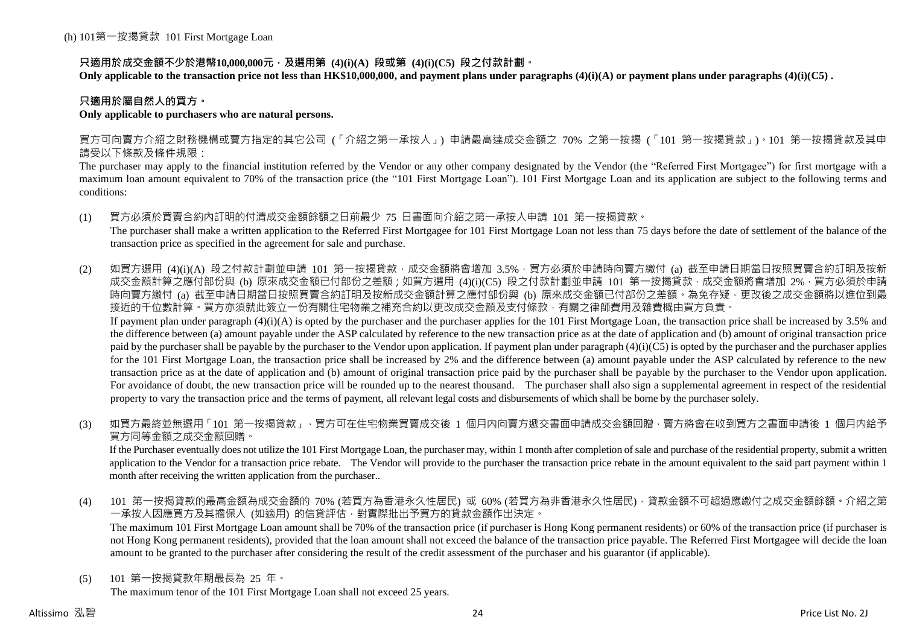(h) 101第一按揭貸款 101 First Mortgage Loan

**只適用於成交金額不少於港幣10,000,000元，及選用第 (4)(i)(A) 段或第 (4)(i)(C5) 段之付款計劃。**
**Only applicable to the transaction price not less than HK$10,000,000, and payment plans under paragraphs (4)(i)(A) or payment plans under paragraphs (4)(i)(C5) .**

**只適用於屬自然人的買方。**
**Only applicable to purchasers who are natural persons.**

買方可向賣方介紹之財務機構或賣方指定的其它公司 (「介紹之第一承按人」) 申請最高達成交金額之 70% 之第一按揭 (「101 第一按揭貸款」)。101 第一按揭貸款及其申請受以下條款及條件規限：
The purchaser may apply to the financial institution referred by the Vendor or any other company designated by the Vendor (the "Referred First Mortgagee") for first mortgage with a maximum loan amount equivalent to 70% of the transaction price (the "101 First Mortgage Loan"). 101 First Mortgage Loan and its application are subject to the following terms and conditions:

(1) 買方必須於買賣合約內訂明的付清成交金額餘額之日前最少 75 日書面向介紹之第一承按人申請 101 第一按揭貸款。
The purchaser shall make a written application to the Referred First Mortgagee for 101 First Mortgage Loan not less than 75 days before the date of settlement of the balance of the transaction price as specified in the agreement for sale and purchase.

(2) 如買方選用 (4)(i)(A) 段之付款計劃並申請 101 第一按揭貸款，成交金額將會增加 3.5%，買方必須於申請時向賣方繳付 (a) 截至申請日期當日按照買賣合約訂明及按新成交金額計算之應付部份與 (b) 原來成交金額已付部份之差額；如買方選用 (4)(i)(C5) 段之付款計劃並申請 101 第一按揭貸款，成交金額將會增加 2%，買方必須於申請時向賣方繳付 (a) 截至申請日期當日按照買賣合約訂明及按新成交金額計算之應付部份與 (b) 原來成交金額已付部份之差額。為免存疑，更改後之成交金額將以進位到最接近的千位數計算。買方亦須就此簽立一份有關住宅物業之補充合約以更改成交金額及支付條款，有關之律師費用及雜費概由買方負責。
If payment plan under paragraph (4)(i)(A) is opted by the purchaser and the purchaser applies for the 101 First Mortgage Loan, the transaction price shall be increased by 3.5% and the difference between (a) amount payable under the ASP calculated by reference to the new transaction price as at the date of application and (b) amount of original transaction price paid by the purchaser shall be payable by the purchaser to the Vendor upon application. If payment plan under paragraph (4)(i)(C5) is opted by the purchaser and the purchaser applies for the 101 First Mortgage Loan, the transaction price shall be increased by 2% and the difference between (a) amount payable under the ASP calculated by reference to the new transaction price as at the date of application and (b) amount of original transaction price paid by the purchaser shall be payable by the purchaser to the Vendor upon application. For avoidance of doubt, the new transaction price will be rounded up to the nearest thousand. The purchaser shall also sign a supplemental agreement in respect of the residential property to vary the transaction price and the terms of payment, all relevant legal costs and disbursements of which shall be borne by the purchaser solely.

(3) 如買方最終並無選用「101 第一按揭貸款」，買方可在住宅物業買賣成交後 1 個月內向賣方遞交書面申請成交金額回贈，賣方將會在收到買方之書面申請後 1 個月內給予買方同等金額之成交金額回贈。
If the Purchaser eventually does not utilize the 101 First Mortgage Loan, the purchaser may, within 1 month after completion of sale and purchase of the residential property, submit a written application to the Vendor for a transaction price rebate. The Vendor will provide to the purchaser the transaction price rebate in the amount equivalent to the said part payment within 1 month after receiving the written application from the purchaser..

(4) 101 第一按揭貸款的最高金額為成交金額的 70% (若買方為香港永久性居民) 或 60% (若買方為非香港永久性居民)，貸款金額不可超過應繳付之成交金額餘額。介紹之第一承按人因應買方及其擔保人 (如適用) 的信貸評估，對實際批出予買方的貸款金額作出決定。
The maximum 101 First Mortgage Loan amount shall be 70% of the transaction price (if purchaser is Hong Kong permanent residents) or 60% of the transaction price (if purchaser is not Hong Kong permanent residents), provided that the loan amount shall not exceed the balance of the transaction price payable. The Referred First Mortgagee will decide the loan amount to be granted to the purchaser after considering the result of the credit assessment of the purchaser and his guarantor (if applicable).

(5) 101 第一按揭貸款年期最長為 25 年。
The maximum tenor of the 101 First Mortgage Loan shall not exceed 25 years.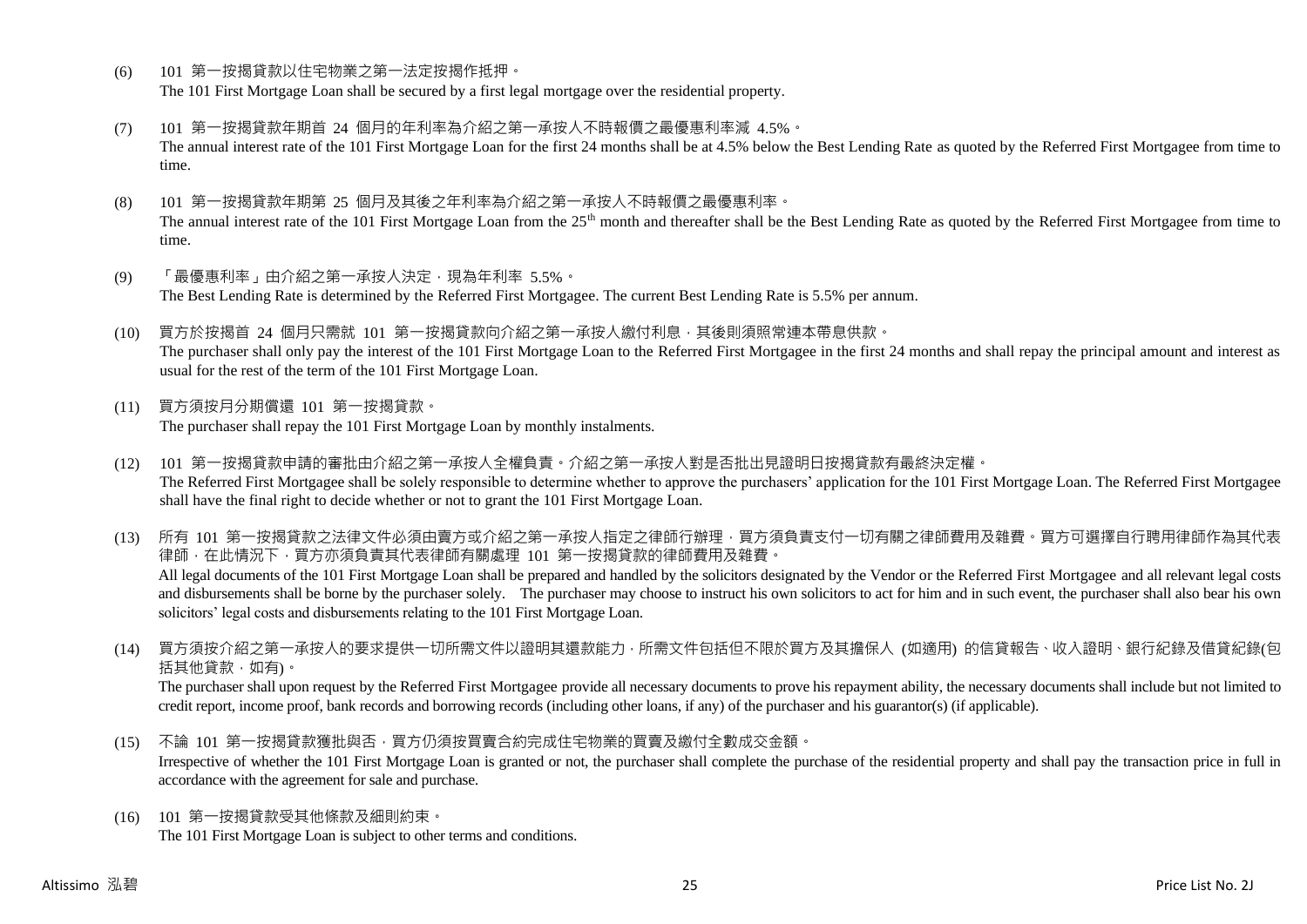(6) 101 第一按揭貸款以住宅物業之第一法定按揭作抵押。
The 101 First Mortgage Loan shall be secured by a first legal mortgage over the residential property.

(7) 101 第一按揭貸款年期首 24 個月的年利率為介紹之第一承按人不時報價之最優惠利率減 4.5%。
The annual interest rate of the 101 First Mortgage Loan for the first 24 months shall be at 4.5% below the Best Lending Rate as quoted by the Referred First Mortgagee from time to time.

(8) 101 第一按揭貸款年期第 25 個月及其後之年利率為介紹之第一承按人不時報價之最優惠利率。
The annual interest rate of the 101 First Mortgage Loan from the 25th month and thereafter shall be the Best Lending Rate as quoted by the Referred First Mortgagee from time to time.

(9) 「最優惠利率」由介紹之第一承按人決定，現為年利率 5.5%。
The Best Lending Rate is determined by the Referred First Mortgagee. The current Best Lending Rate is 5.5% per annum.

(10) 買方於按揭首 24 個月只需就 101 第一按揭貸款向介紹之第一承按人繳付利息，其後則須照常連本帶息供款。
The purchaser shall only pay the interest of the 101 First Mortgage Loan to the Referred First Mortgagee in the first 24 months and shall repay the principal amount and interest as usual for the rest of the term of the 101 First Mortgage Loan.

(11) 買方須按月分期償還 101 第一按揭貸款。
The purchaser shall repay the 101 First Mortgage Loan by monthly instalments.

(12) 101 第一按揭貸款申請的審批由介紹之第一承按人全權負責。介紹之第一承按人對是否批出見證明日按揭貸款有最終決定權。
The Referred First Mortgagee shall be solely responsible to determine whether to approve the purchasers' application for the 101 First Mortgage Loan. The Referred First Mortgagee shall have the final right to decide whether or not to grant the 101 First Mortgage Loan.

(13) 所有 101 第一按揭貸款之法律文件必須由賣方或介紹之第一承按人指定之律師行辦理，買方須負責支付一切有關之律師費用及雜費。買方可選擇自行聘用律師作為其代表律師，在此情況下，買方亦須負責其代表律師有關處理 101 第一按揭貸款的律師費用及雜費。
All legal documents of the 101 First Mortgage Loan shall be prepared and handled by the solicitors designated by the Vendor or the Referred First Mortgagee and all relevant legal costs and disbursements shall be borne by the purchaser solely. The purchaser may choose to instruct his own solicitors to act for him and in such event, the purchaser shall also bear his own solicitors' legal costs and disbursements relating to the 101 First Mortgage Loan.

(14) 買方須按介紹之第一承按人的要求提供一切所需文件以證明其還款能力，所需文件包括但不限於買方及其擔保人 (如適用) 的信貸報告、收入證明、銀行紀錄及借貸紀錄(包括其他貸款，如有)。
The purchaser shall upon request by the Referred First Mortgagee provide all necessary documents to prove his repayment ability, the necessary documents shall include but not limited to credit report, income proof, bank records and borrowing records (including other loans, if any) of the purchaser and his guarantor(s) (if applicable).

(15) 不論 101 第一按揭貸款獲批與否，買方仍須按買賣合約完成住宅物業的買賣及繳付全數成交金額。
Irrespective of whether the 101 First Mortgage Loan is granted or not, the purchaser shall complete the purchase of the residential property and shall pay the transaction price in full in accordance with the agreement for sale and purchase.

(16) 101 第一按揭貸款受其他條款及細則約束。
The 101 First Mortgage Loan is subject to other terms and conditions.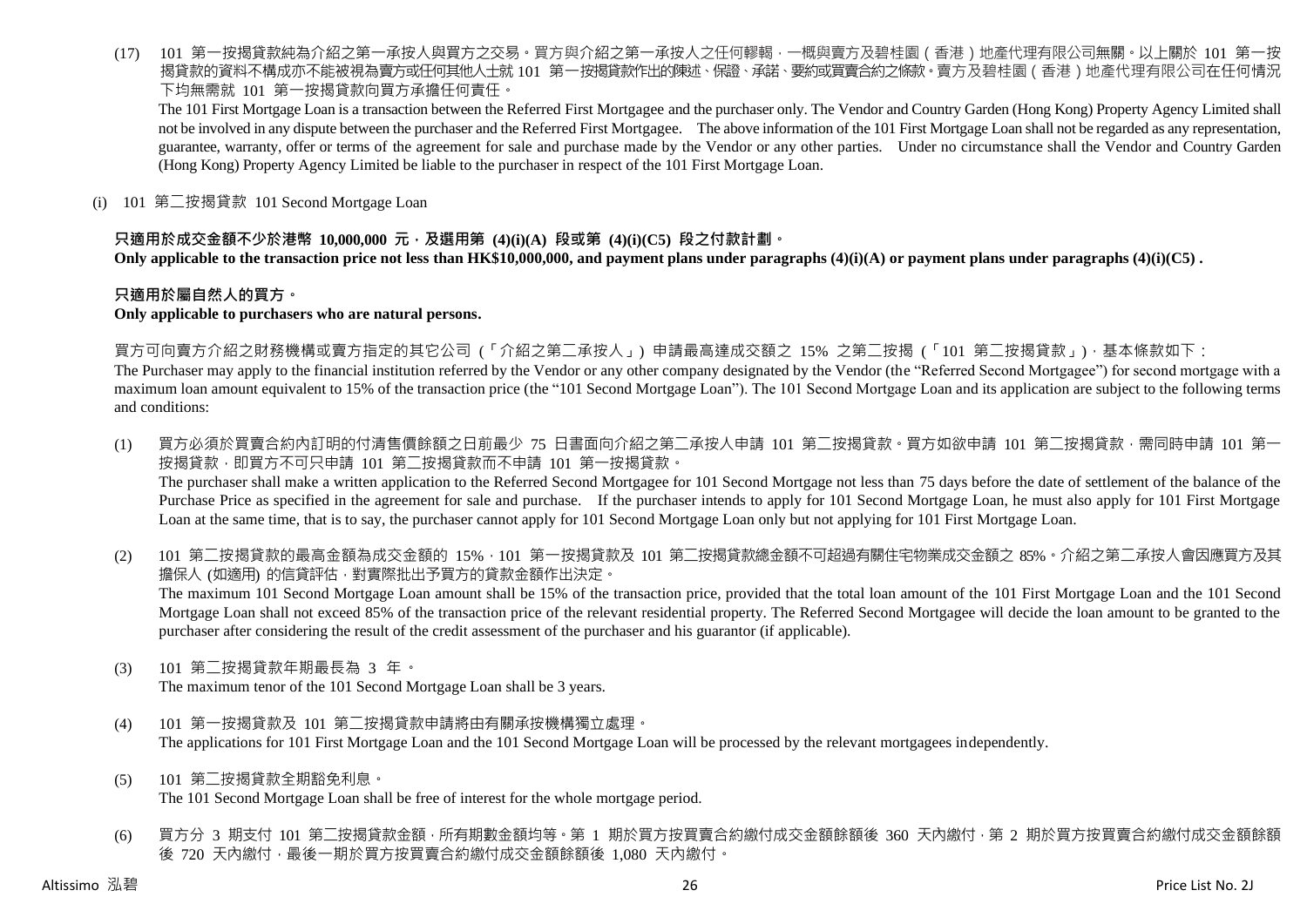(17) 101 第一按揭貸款純為介紹之第一承按人與買方之交易。買方與介紹之第一承按人之任何轇輵，一概與賣方及碧桂園（香港）地產代理有限公司無關。以上關於 101 第一按揭貸款的資料不構成亦不能被視為賣方或任何其他人士就 101 第一按揭貸款作出的陳述、保證、承諾、要約或買賣合約之條款。賣方及碧桂園（香港）地產代理有限公司在任何情況下均無需就 101 第一按揭貸款向買方承擔任何責任。

The 101 First Mortgage Loan is a transaction between the Referred First Mortgagee and the purchaser only. The Vendor and Country Garden (Hong Kong) Property Agency Limited shall not be involved in any dispute between the purchaser and the Referred First Mortgagee. The above information of the 101 First Mortgage Loan shall not be regarded as any representation, guarantee, warranty, offer or terms of the agreement for sale and purchase made by the Vendor or any other parties. Under no circumstance shall the Vendor and Country Garden (Hong Kong) Property Agency Limited be liable to the purchaser in respect of the 101 First Mortgage Loan.

(i) 101 第二按揭貸款 101 Second Mortgage Loan

**只適用於成交金額不少於港幣 10,000,000 元，及選用第 (4)(i)(A) 段或第 (4)(i)(C5) 段之付款計劃。**
**Only applicable to the transaction price not less than HK$10,000,000, and payment plans under paragraphs (4)(i)(A) or payment plans under paragraphs (4)(i)(C5) .**

**只適用於屬自然人的買方。**
**Only applicable to purchasers who are natural persons.**

買方可向賣方介紹之財務機構或賣方指定的其它公司（「介紹之第二承按人」）申請最高達成交額之 15% 之第二按揭（「101 第二按揭貸款」），基本條款如下：
The Purchaser may apply to the financial institution referred by the Vendor or any other company designated by the Vendor (the "Referred Second Mortgagee") for second mortgage with a maximum loan amount equivalent to 15% of the transaction price (the "101 Second Mortgage Loan"). The 101 Second Mortgage Loan and its application are subject to the following terms and conditions:

(1) 買方必須於買賣合約內訂明的付清售價餘額之日前最少 75 日書面向介紹之第二承按人申請 101 第二按揭貸款。買方如欲申請 101 第二按揭貸款，需同時申請 101 第一按揭貸款，即買方不可只申請 101 第二按揭貸款而不申請 101 第一按揭貸款。
The purchaser shall make a written application to the Referred Second Mortgagee for 101 Second Mortgage not less than 75 days before the date of settlement of the balance of the Purchase Price as specified in the agreement for sale and purchase. If the purchaser intends to apply for 101 Second Mortgage Loan, he must also apply for 101 First Mortgage Loan at the same time, that is to say, the purchaser cannot apply for 101 Second Mortgage Loan only but not applying for 101 First Mortgage Loan.

(2) 101 第二按揭貸款的最高金額為成交金額的 15%，101 第一按揭貸款及 101 第二按揭貸款總金額不可超過有關住宅物業成交金額之 85%。介紹之第二承按人會因應買方及其擔保人 (如適用) 的信貸評估，對實際批出予買方的貸款金額作出決定。
The maximum 101 Second Mortgage Loan amount shall be 15% of the transaction price, provided that the total loan amount of the 101 First Mortgage Loan and the 101 Second Mortgage Loan shall not exceed 85% of the transaction price of the relevant residential property. The Referred Second Mortgagee will decide the loan amount to be granted to the purchaser after considering the result of the credit assessment of the purchaser and his guarantor (if applicable).

(3) 101 第二按揭貸款年期最長為 3 年。
The maximum tenor of the 101 Second Mortgage Loan shall be 3 years.

(4) 101 第一按揭貸款及 101 第二按揭貸款申請將由有關承按機構獨立處理。
The applications for 101 First Mortgage Loan and the 101 Second Mortgage Loan will be processed by the relevant mortgagees independently.

(5) 101 第二按揭貸款全期豁免利息。
The 101 Second Mortgage Loan shall be free of interest for the whole mortgage period.

(6) 買方分 3 期支付 101 第二按揭貸款金額，所有期數金額均等。第 1 期於買方按買賣合約繳付成交金額餘額後 360 天內繳付，第 2 期於買方按買賣合約繳付成交金額餘額後 720 天內繳付，最後一期於買方按買賣合約繳付成交金額餘額後 1,080 天內繳付。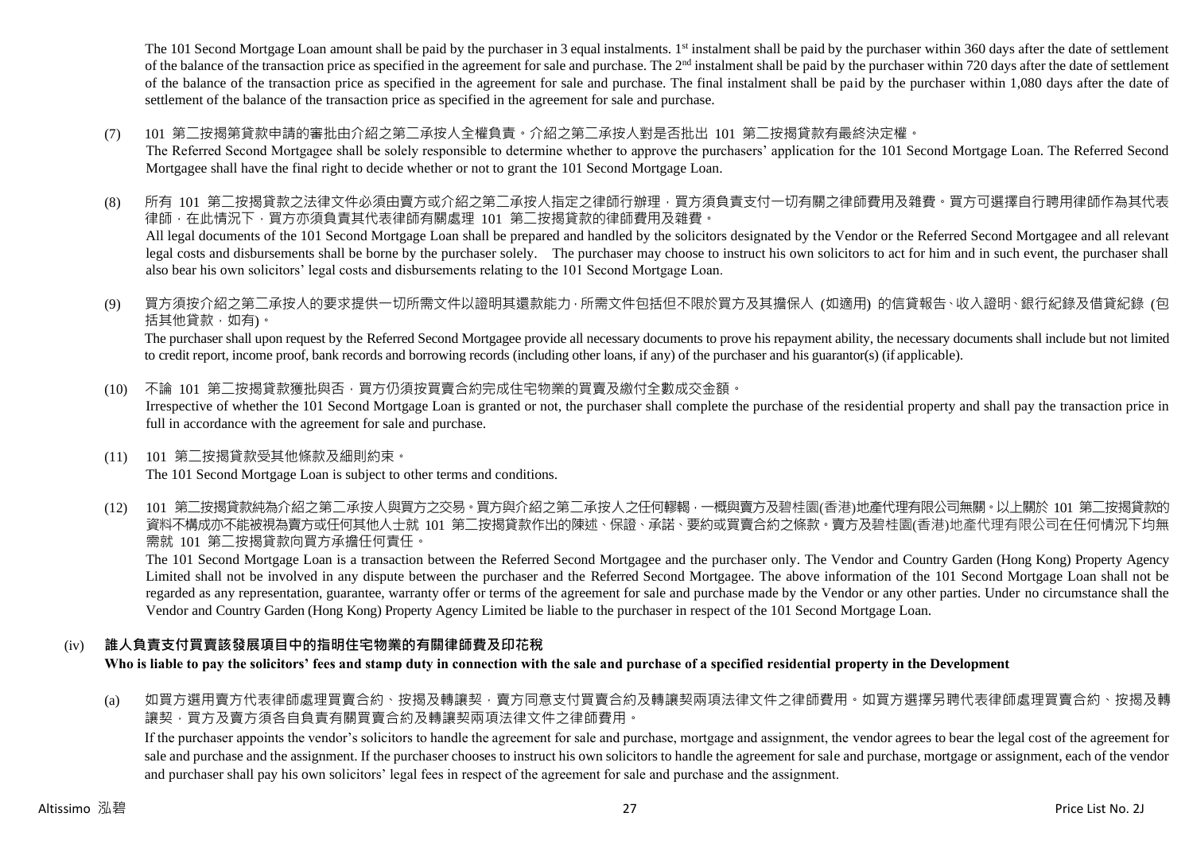The 101 Second Mortgage Loan amount shall be paid by the purchaser in 3 equal instalments. 1st instalment shall be paid by the purchaser within 360 days after the date of settlement of the balance of the transaction price as specified in the agreement for sale and purchase. The 2nd instalment shall be paid by the purchaser within 720 days after the date of settlement of the balance of the transaction price as specified in the agreement for sale and purchase. The final instalment shall be paid by the purchaser within 1,080 days after the date of settlement of the balance of the transaction price as specified in the agreement for sale and purchase.

(7) 101 第二按揭第貸款申請的審批由介紹之第二承按人全權負責。介紹之第二承按人對是否批出 101 第二按揭貸款有最終決定權。
The Referred Second Mortgagee shall be solely responsible to determine whether to approve the purchasers' application for the 101 Second Mortgage Loan. The Referred Second Mortgagee shall have the final right to decide whether or not to grant the 101 Second Mortgage Loan.

(8) 所有 101 第二按揭貸款之法律文件必須由賣方或介紹之第二承按人指定之律師行辦理，買方須負責支付一切有關之律師費用及雜費。買方可選擇自行聘用律師作為其代表律師，在此情況下，買方亦須負責其代表律師有關處理 101 第二按揭貸款的律師費用及雜費。
All legal documents of the 101 Second Mortgage Loan shall be prepared and handled by the solicitors designated by the Vendor or the Referred Second Mortgagee and all relevant legal costs and disbursements shall be borne by the purchaser solely. The purchaser may choose to instruct his own solicitors to act for him and in such event, the purchaser shall also bear his own solicitors' legal costs and disbursements relating to the 101 Second Mortgage Loan.

(9) 買方須按介紹之第二承按人的要求提供一切所需文件以證明其還款能力，所需文件包括但不限於買方及其擔保人 (如適用) 的信貸報告、收入證明、銀行紀錄及借貸紀錄 (包括其他貸款，如有)。
The purchaser shall upon request by the Referred Second Mortgagee provide all necessary documents to prove his repayment ability, the necessary documents shall include but not limited to credit report, income proof, bank records and borrowing records (including other loans, if any) of the purchaser and his guarantor(s) (if applicable).

(10) 不論 101 第二按揭貸款獲批與否，買方仍須按買賣合約完成住宅物業的買賣及繳付全數成交金額。
Irrespective of whether the 101 Second Mortgage Loan is granted or not, the purchaser shall complete the purchase of the residential property and shall pay the transaction price in full in accordance with the agreement for sale and purchase.

(11) 101 第二按揭貸款受其他條款及細則約束。
The 101 Second Mortgage Loan is subject to other terms and conditions.

(12) 101 第二按揭貸款純為介紹之第二承按人與買方之交易。買方與介紹之第二承按人之任何轇輵，一概與賣方及碧桂園(香港)地產代理有限公司無關。以上關於 101 第二按揭貸款的資料不構成亦不能被視為賣方或任何其他人士就 101 第二按揭貸款作出的陳述、保證、承諾、要約或買賣合約之條款。賣方及碧桂園(香港)地產代理有限公司在任何情況下均無需就 101 第二按揭貸款向買方承擔任何責任。
The 101 Second Mortgage Loan is a transaction between the Referred Second Mortgagee and the purchaser only. The Vendor and Country Garden (Hong Kong) Property Agency Limited shall not be involved in any dispute between the purchaser and the Referred Second Mortgagee. The above information of the 101 Second Mortgage Loan shall not be regarded as any representation, guarantee, warranty offer or terms of the agreement for sale and purchase made by the Vendor or any other parties. Under no circumstance shall the Vendor and Country Garden (Hong Kong) Property Agency Limited be liable to the purchaser in respect of the 101 Second Mortgage Loan.

### (iv) 誰人負責支付買賣該發展項目中的指明住宅物業的有關律師費及印花稅
**Who is liable to pay the solicitors' fees and stamp duty in connection with the sale and purchase of a specified residential property in the Development**

(a) 如買方選用賣方代表律師處理買賣合約、按揭及轉讓契，賣方同意支付買賣合約及轉讓契兩項法律文件之律師費用。如買方選擇另聘代表律師處理買賣合約、按揭及轉讓契，買方及賣方須各自負責有關買賣合約及轉讓契兩項法律文件之律師費用。
If the purchaser appoints the vendor's solicitors to handle the agreement for sale and purchase, mortgage and assignment, the vendor agrees to bear the legal cost of the agreement for sale and purchase and the assignment. If the purchaser chooses to instruct his own solicitors to handle the agreement for sale and purchase, mortgage or assignment, each of the vendor and purchaser shall pay his own solicitors' legal fees in respect of the agreement for sale and purchase and the assignment.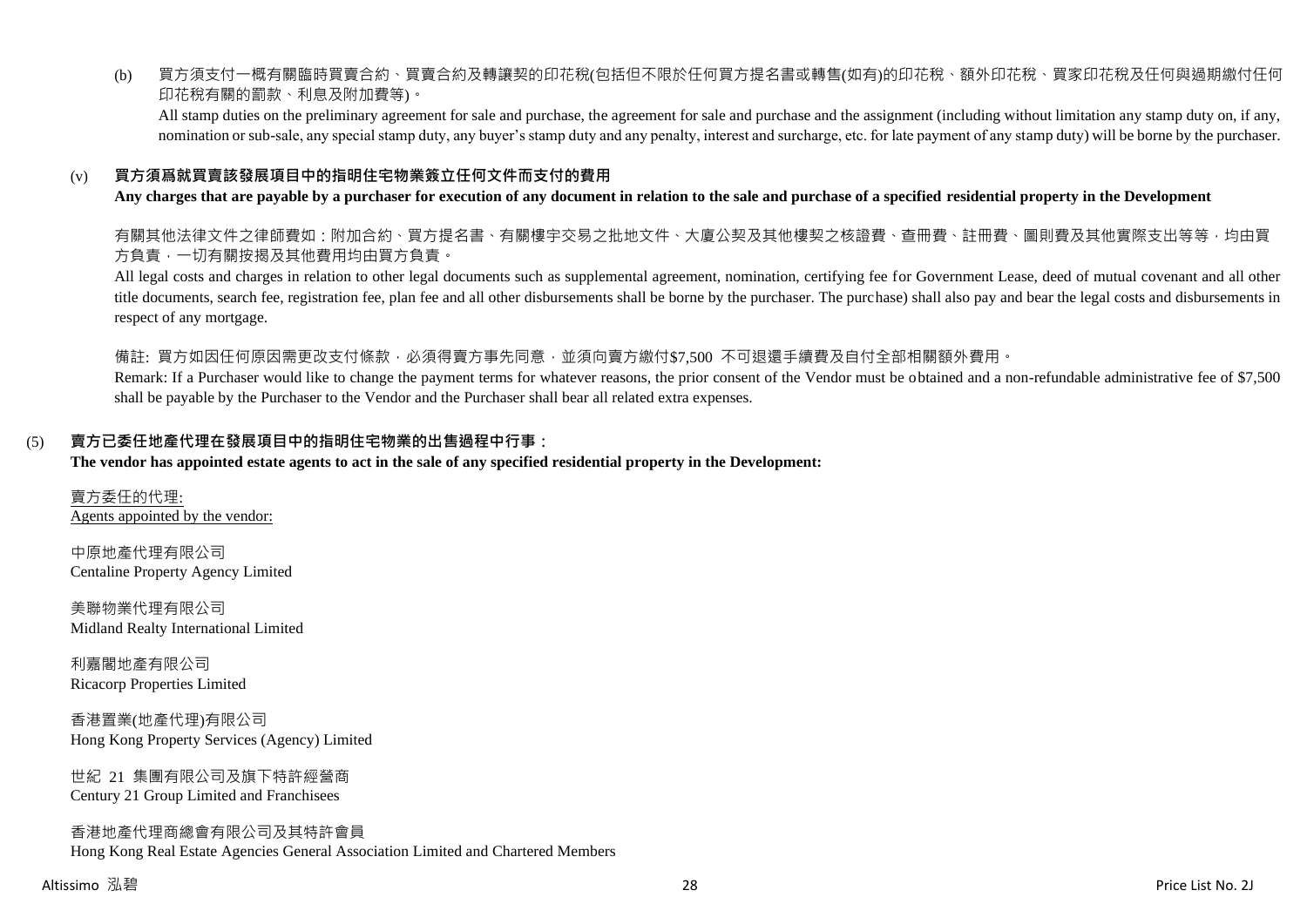(b) 買方須支付一概有關臨時買賣合約、買賣合約及轉讓契的印花稅(包括但不限於任何買方提名書或轉售(如有)的印花稅、額外印花稅、買家印花稅及任何與過期繳付任何印花稅有關的罰款、利息及附加費等)。

All stamp duties on the preliminary agreement for sale and purchase, the agreement for sale and purchase and the assignment (including without limitation any stamp duty on, if any, nomination or sub-sale, any special stamp duty, any buyer's stamp duty and any penalty, interest and surcharge, etc. for late payment of any stamp duty) will be borne by the purchaser.

(v) **買方須爲就買賣該發展項目中的指明住宅物業簽立任何文件而支付的費用**

**Any charges that are payable by a purchaser for execution of any document in relation to the sale and purchase of a specified residential property in the Development**

有關其他法律文件之律師費如：附加合約、買方提名書、有關樓宇交易之批地文件、大廈公契及其他樓契之核證費、查冊費、註冊費、圖則費及其他實際支出等等，均由買方負責，一切有關按揭及其他費用均由買方負責。

All legal costs and charges in relation to other legal documents such as supplemental agreement, nomination, certifying fee for Government Lease, deed of mutual covenant and all other title documents, search fee, registration fee, plan fee and all other disbursements shall be borne by the purchaser. The purchase) shall also pay and bear the legal costs and disbursements in respect of any mortgage.

備註: 買方如因任何原因需更改支付條款，必須得賣方事先同意，並須向賣方繳付$7,500 不可退還手續費及自付全部相關額外費用。

Remark: If a Purchaser would like to change the payment terms for whatever reasons, the prior consent of the Vendor must be obtained and a non-refundable administrative fee of $7,500 shall be payable by the Purchaser to the Vendor and the Purchaser shall bear all related extra expenses.

(5) **賣方已委任地產代理在發展項目中的指明住宅物業的出售過程中行事：**

**The vendor has appointed estate agents to act in the sale of any specified residential property in the Development:**

賣方委任的代理:
Agents appointed by the vendor:

中原地產代理有限公司
Centaline Property Agency Limited

美聯物業代理有限公司
Midland Realty International Limited

利嘉閣地產有限公司
Ricacorp Properties Limited

香港置業(地產代理)有限公司
Hong Kong Property Services (Agency) Limited

世紀 21 集團有限公司及旗下特許經營商
Century 21 Group Limited and Franchisees

香港地產代理商總會有限公司及其特許會員
Hong Kong Real Estate Agencies General Association Limited and Chartered Members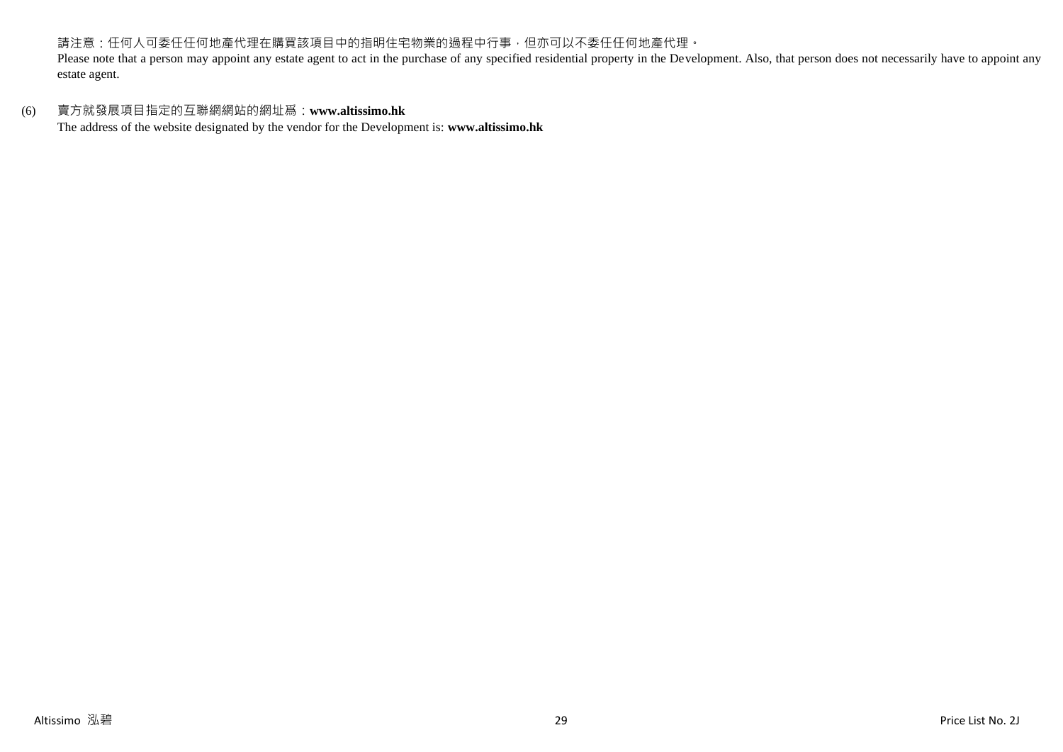請注意：任何人可委任任何地產代理在購買該項目中的指明住宅物業的過程中行事，但亦可以不委任任何地產代理。

Please note that a person may appoint any estate agent to act in the purchase of any specified residential property in the Development. Also, that person does not necessarily have to appoint any estate agent.

(6) 賣方就發展項目指定的互聯網網站的網址爲：**www.altissimo.hk**

The address of the website designated by the vendor for the Development is: **www.altissimo.hk**